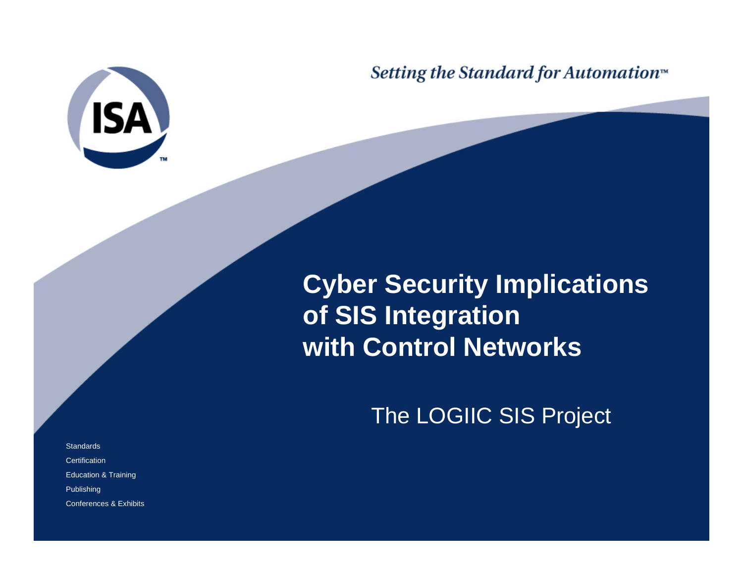Setting the Standard for Automation™

# Cyber Security Implications of SIS Integration with Control Networks

The LOGIIC SIS Project

Standards

Certification

Education & Training

Publishing

Conferences & Exhibits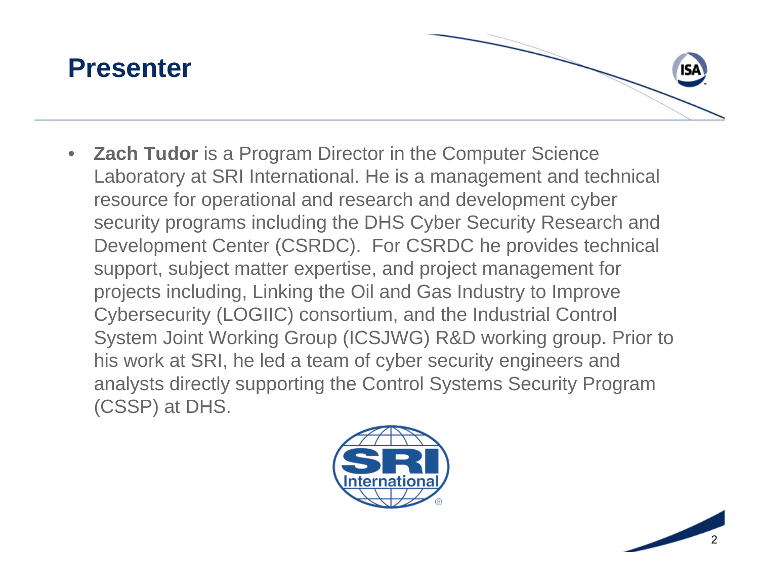# Presenter

- **Zach Tudor** is a Program Director in the Computer Science Laboratory at SRI International. He is a management and technical resource for operational and research and development cyber security programs including the DHS Cyber Security Research and Development Center (CSRDC). For CSRDC he provides technical support, subject matter expertise, and project management for projects including, Linking the Oil and Gas Industry to Improve Cybersecurity (LOGIIC) consortium, and the Industrial Control System Joint Working Group (ICSJWG) R&D working group. Prior to his work at SRI, he led a team of cyber security engineers and analysts directly supporting the Control Systems Security Program (CSSP) at DHS.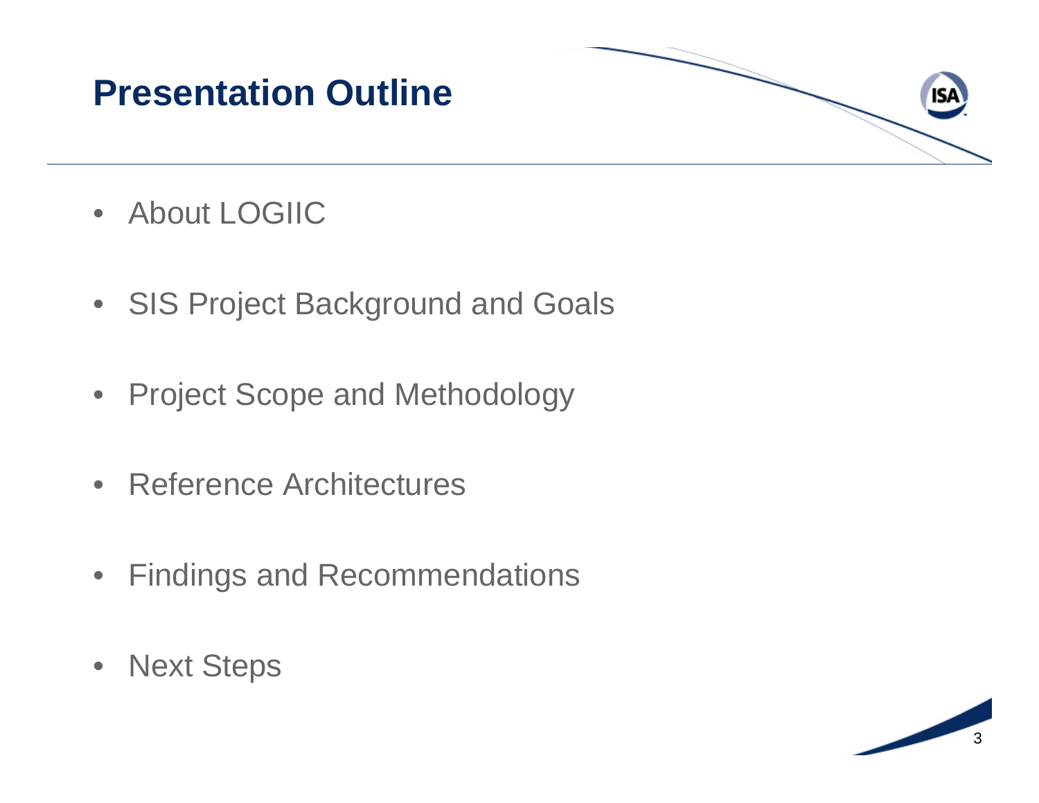# Presentation Outline

- About LOGIIC
- SIS Project Background and Goals
- Project Scope and Methodology
- Reference Architectures
- Findings and Recommendations
- Next Steps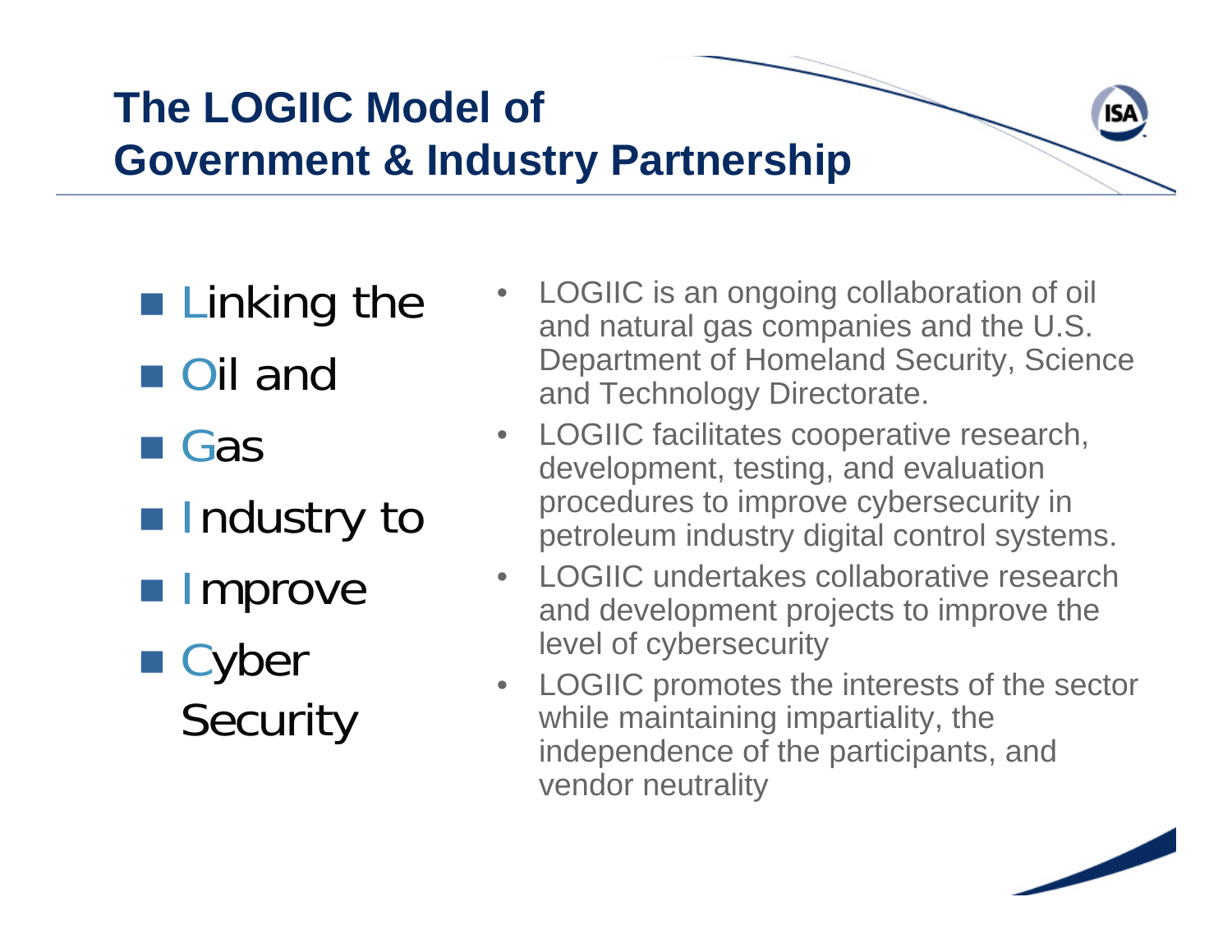## The LOGIIC Model of Government & Industry Partnership

- Linking the
- Oil and
- Gas
- Industry to
- Improve
- Cyber Security

- LOGIIC is an ongoing collaboration of oil and natural gas companies and the U.S. Department of Homeland Security, Science and Technology Directorate.
- LOGIIC facilitates cooperative research, development, testing, and evaluation procedures to improve cybersecurity in petroleum industry digital control systems.
- LOGIIC undertakes collaborative research and development projects to improve the level of cybersecurity
- LOGIIC promotes the interests of the sector while maintaining impartiality, the independence of the participants, and vendor neutrality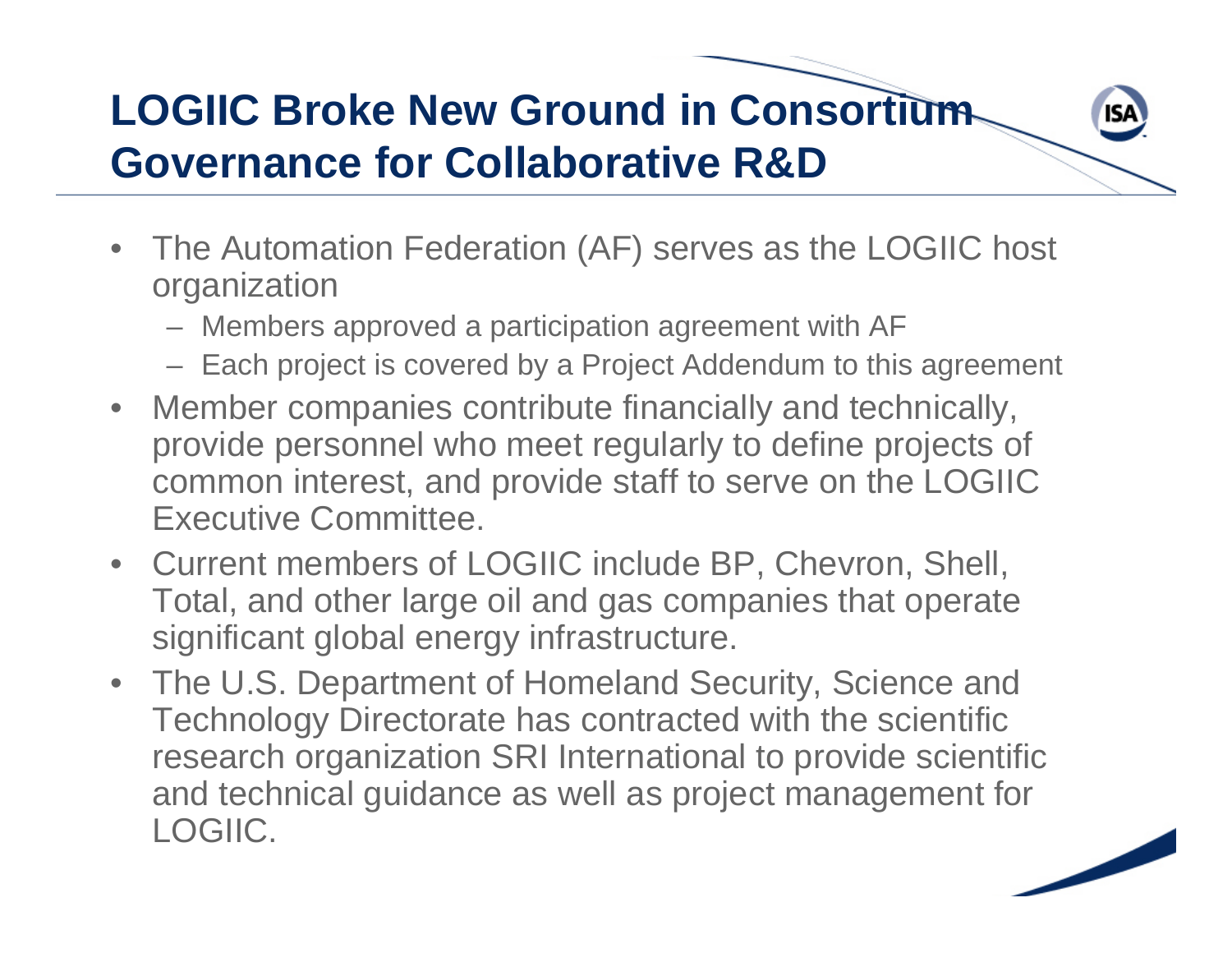# LOGIIC Broke New Ground in Consortium Governance for Collaborative R&D

- The Automation Federation (AF) serves as the LOGIIC host organization
  - Members approved a participation agreement with AF
  - Each project is covered by a Project Addendum to this agreement
- Member companies contribute financially and technically, provide personnel who meet regularly to define projects of common interest, and provide staff to serve on the LOGIIC Executive Committee.
- Current members of LOGIIC include BP, Chevron, Shell, Total, and other large oil and gas companies that operate significant global energy infrastructure.
- The U.S. Department of Homeland Security, Science and Technology Directorate has contracted with the scientific research organization SRI International to provide scientific and technical guidance as well as project management for LOGIIC.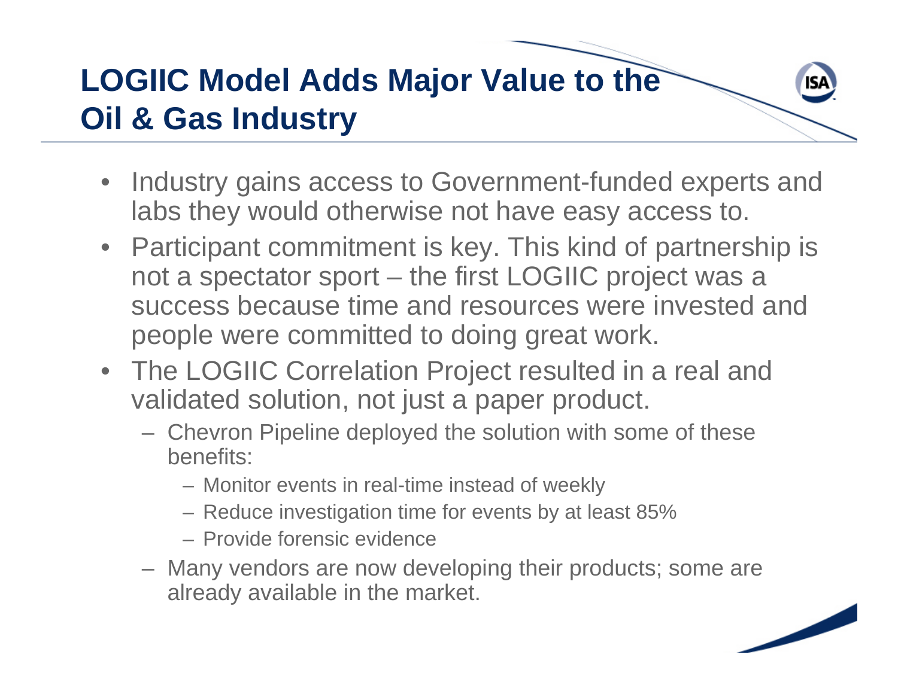# LOGIIC Model Adds Major Value to the Oil & Gas Industry

- Industry gains access to Government-funded experts and labs they would otherwise not have easy access to.
- Participant commitment is key. This kind of partnership is not a spectator sport – the first LOGIIC project was a success because time and resources were invested and people were committed to doing great work.
- The LOGIIC Correlation Project resulted in a real and validated solution, not just a paper product.
  - Chevron Pipeline deployed the solution with some of these benefits:
    - Monitor events in real-time instead of weekly
    - Reduce investigation time for events by at least 85%
    - Provide forensic evidence
  - Many vendors are now developing their products; some are already available in the market.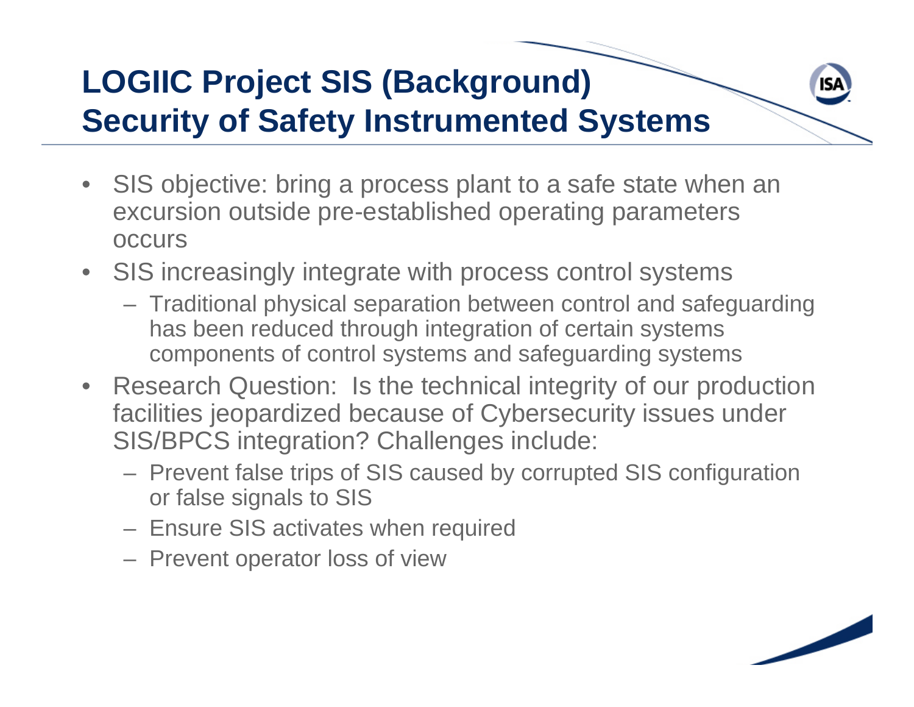# LOGIIC Project SIS (Background) Security of Safety Instrumented Systems

- SIS objective: bring a process plant to a safe state when an excursion outside pre-established operating parameters occurs
- SIS increasingly integrate with process control systems
  - Traditional physical separation between control and safeguarding has been reduced through integration of certain systems components of control systems and safeguarding systems
- Research Question: Is the technical integrity of our production facilities jeopardized because of Cybersecurity issues under SIS/BPCS integration? Challenges include:
  - Prevent false trips of SIS caused by corrupted SIS configuration or false signals to SIS
  - Ensure SIS activates when required
  - Prevent operator loss of view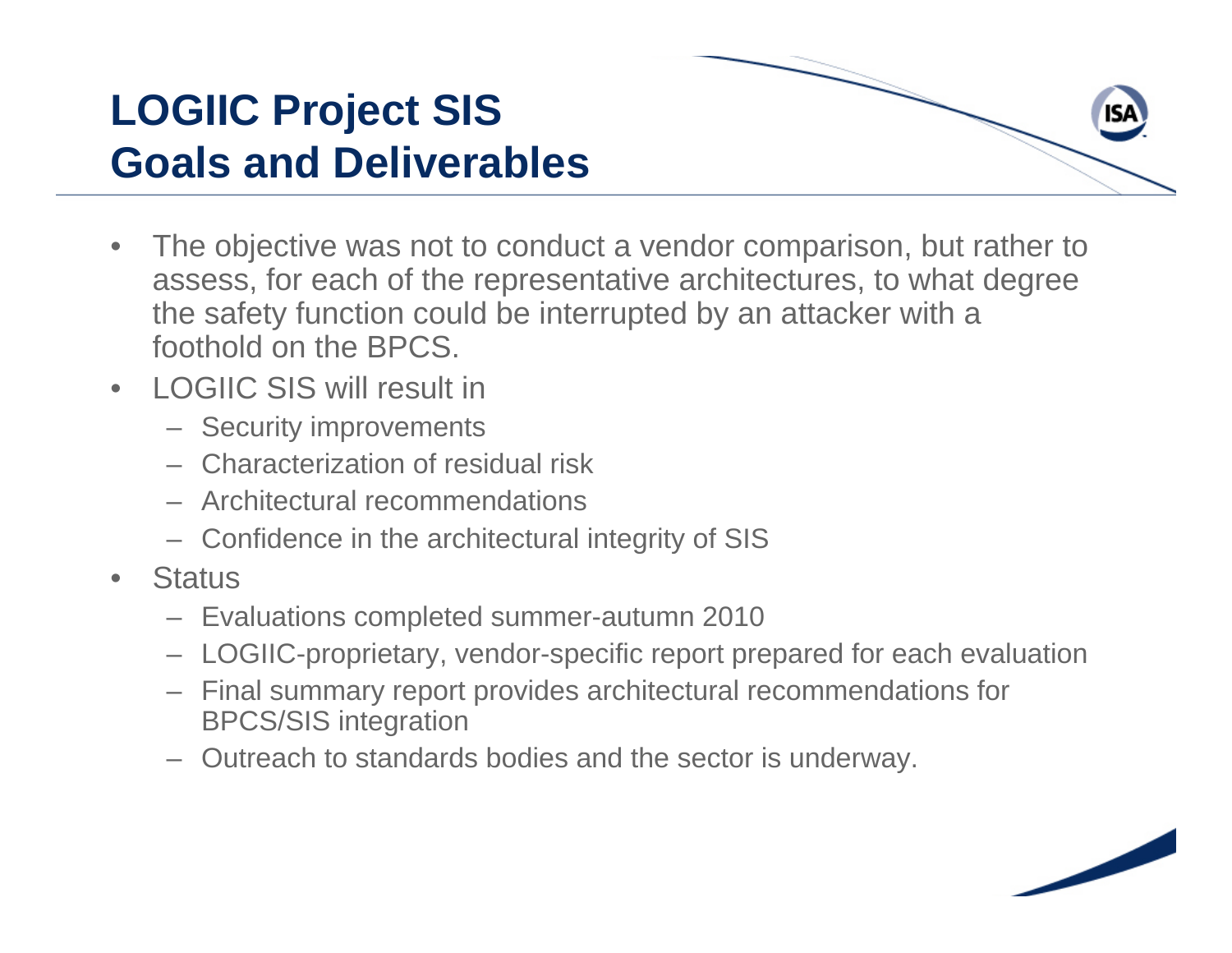# LOGIIC Project SIS Goals and Deliverables

- The objective was not to conduct a vendor comparison, but rather to assess, for each of the representative architectures, to what degree the safety function could be interrupted by an attacker with a foothold on the BPCS.
- LOGIIC SIS will result in
  - Security improvements
  - Characterization of residual risk
  - Architectural recommendations
  - Confidence in the architectural integrity of SIS
- Status
  - Evaluations completed summer-autumn 2010
  - LOGIIC-proprietary, vendor-specific report prepared for each evaluation
  - Final summary report provides architectural recommendations for BPCS/SIS integration
  - Outreach to standards bodies and the sector is underway.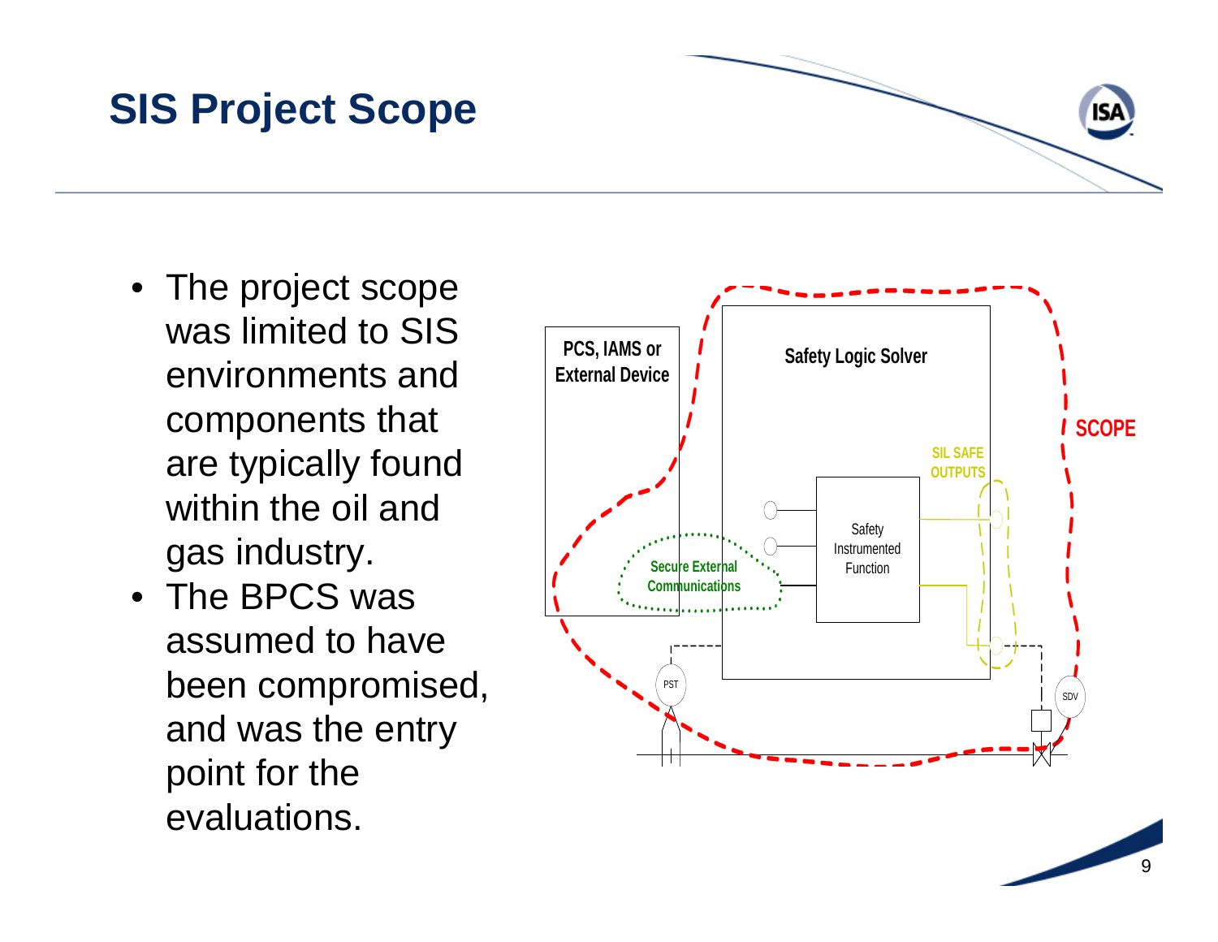# SIS Project Scope

- The project scope was limited to SIS environments and components that are typically found within the oil and gas industry.
- The BPCS was assumed to have been compromised, and was the entry point for the evaluations.

PCS, IAMS or External Device

Safety Logic Solver

SCOPE

SIL SAFE OUTPUTS

Safety Instrumented Function

Secure External Communications

PST

SDV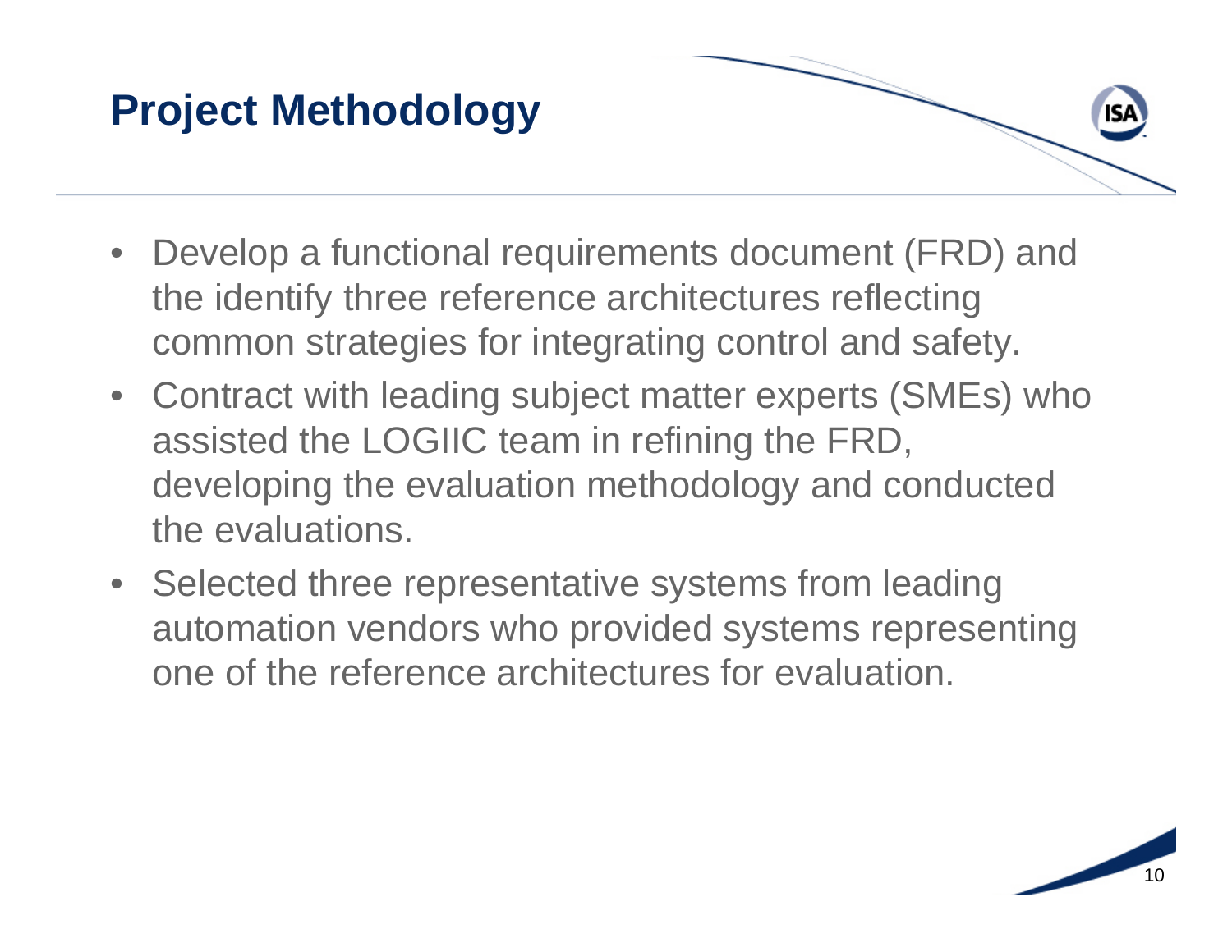# Project Methodology

- Develop a functional requirements document (FRD) and the identify three reference architectures reflecting common strategies for integrating control and safety.
- Contract with leading subject matter experts (SMEs) who assisted the LOGIIC team in refining the FRD, developing the evaluation methodology and conducted the evaluations.
- Selected three representative systems from leading automation vendors who provided systems representing one of the reference architectures for evaluation.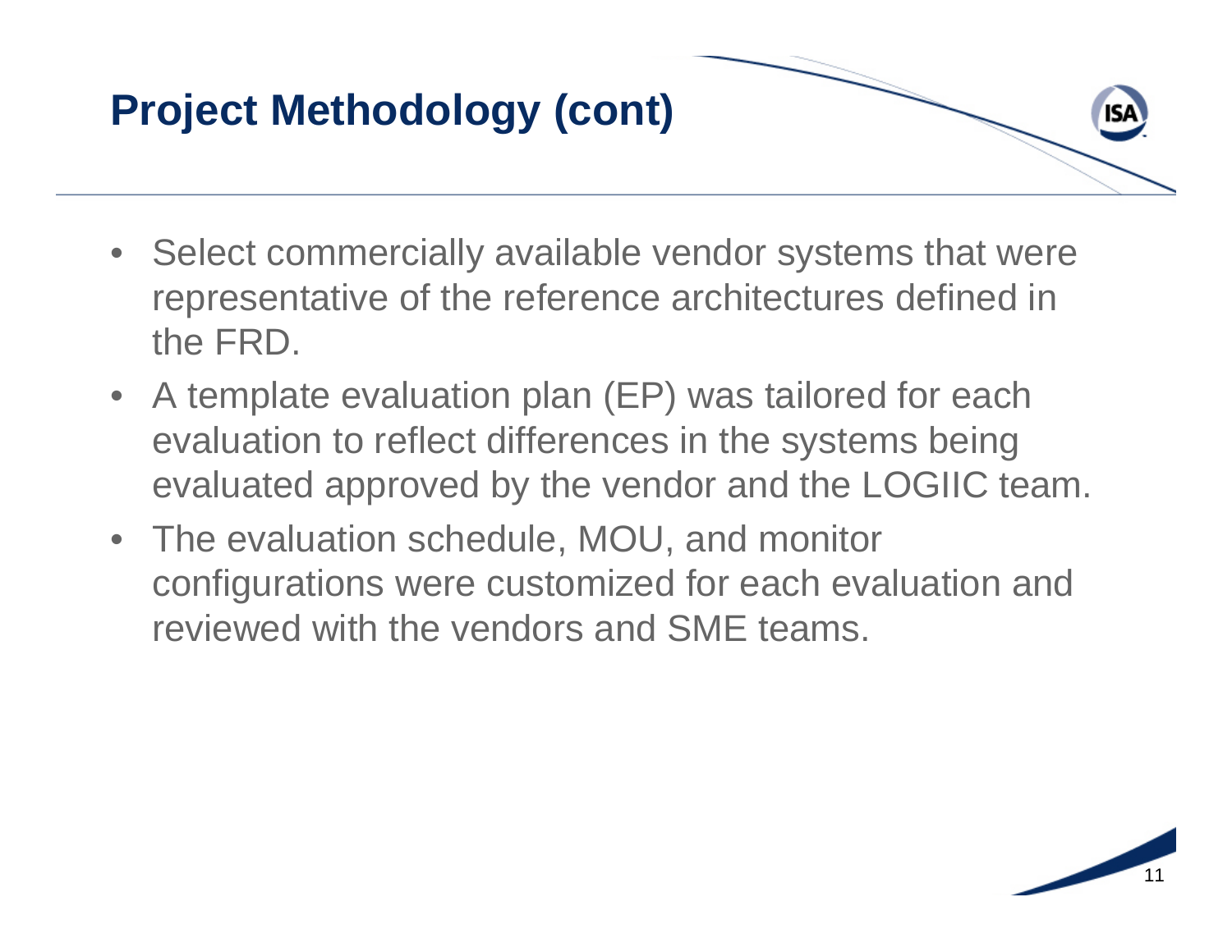# Project Methodology (cont)

- Select commercially available vendor systems that were representative of the reference architectures defined in the FRD.
- A template evaluation plan (EP) was tailored for each evaluation to reflect differences in the systems being evaluated approved by the vendor and the LOGIIC team.
- The evaluation schedule, MOU, and monitor configurations were customized for each evaluation and reviewed with the vendors and SME teams.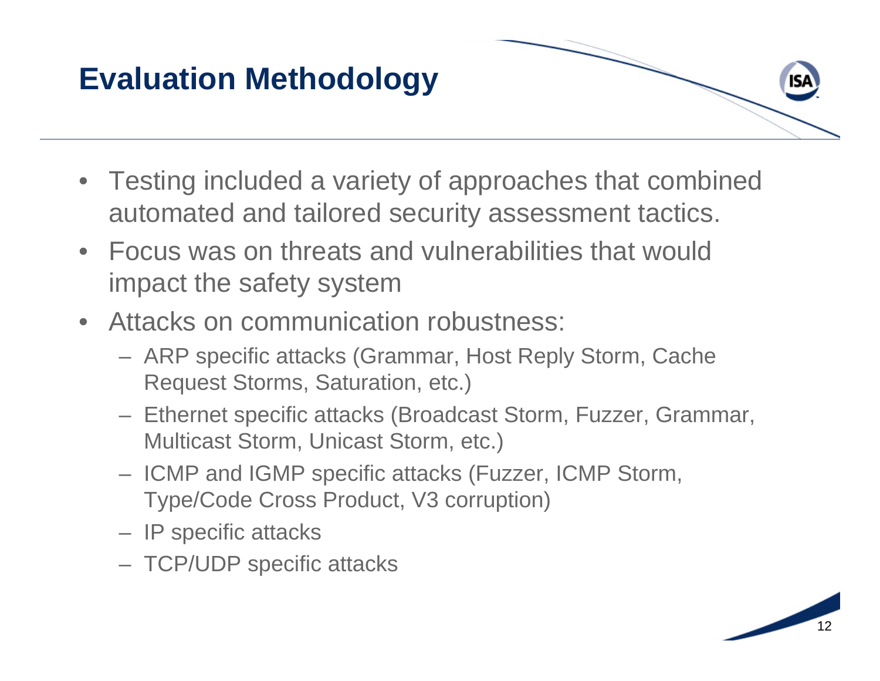# Evaluation Methodology

- Testing included a variety of approaches that combined automated and tailored security assessment tactics.
- Focus was on threats and vulnerabilities that would impact the safety system
- Attacks on communication robustness:
  - ARP specific attacks (Grammar, Host Reply Storm, Cache Request Storms, Saturation, etc.)
  - Ethernet specific attacks (Broadcast Storm, Fuzzer, Grammar, Multicast Storm, Unicast Storm, etc.)
  - ICMP and IGMP specific attacks (Fuzzer, ICMP Storm, Type/Code Cross Product, V3 corruption)
  - IP specific attacks
  - TCP/UDP specific attacks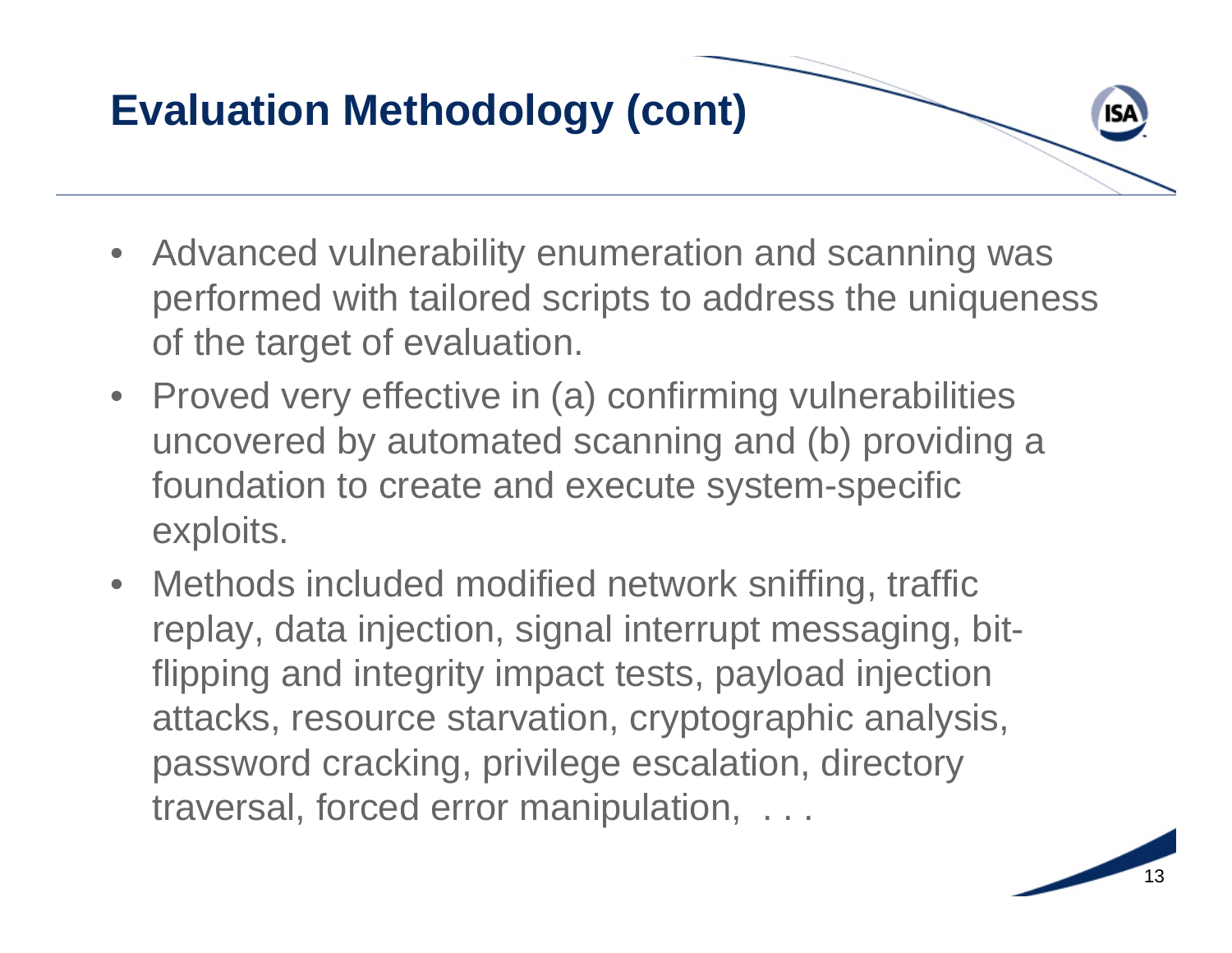# Evaluation Methodology (cont)

- Advanced vulnerability enumeration and scanning was performed with tailored scripts to address the uniqueness of the target of evaluation.
- Proved very effective in (a) confirming vulnerabilities uncovered by automated scanning and (b) providing a foundation to create and execute system-specific exploits.
- Methods included modified network sniffing, traffic replay, data injection, signal interrupt messaging, bit-flipping and integrity impact tests, payload injection attacks, resource starvation, cryptographic analysis, password cracking, privilege escalation, directory traversal, forced error manipulation, . . .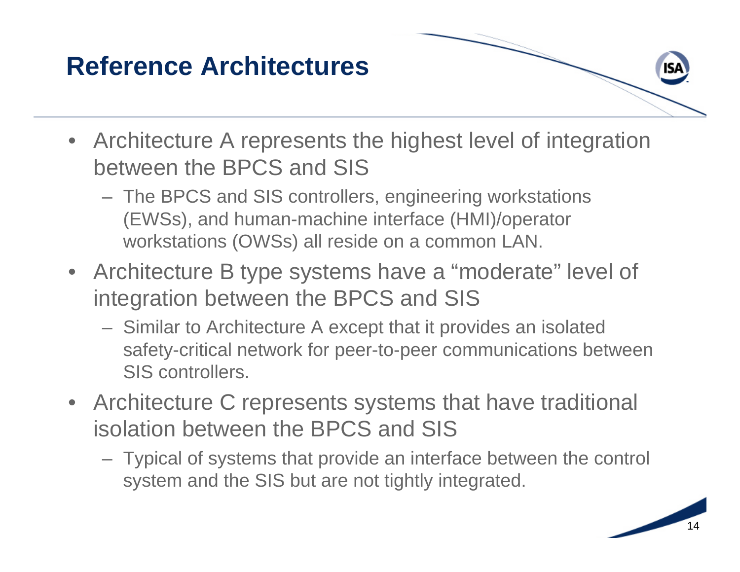# Reference Architectures

- Architecture A represents the highest level of integration between the BPCS and SIS
  - The BPCS and SIS controllers, engineering workstations (EWSs), and human-machine interface (HMI)/operator workstations (OWSs) all reside on a common LAN.
- Architecture B type systems have a “moderate” level of integration between the BPCS and SIS
  - Similar to Architecture A except that it provides an isolated safety-critical network for peer-to-peer communications between SIS controllers.
- Architecture C represents systems that have traditional isolation between the BPCS and SIS
  - Typical of systems that provide an interface between the control system and the SIS but are not tightly integrated.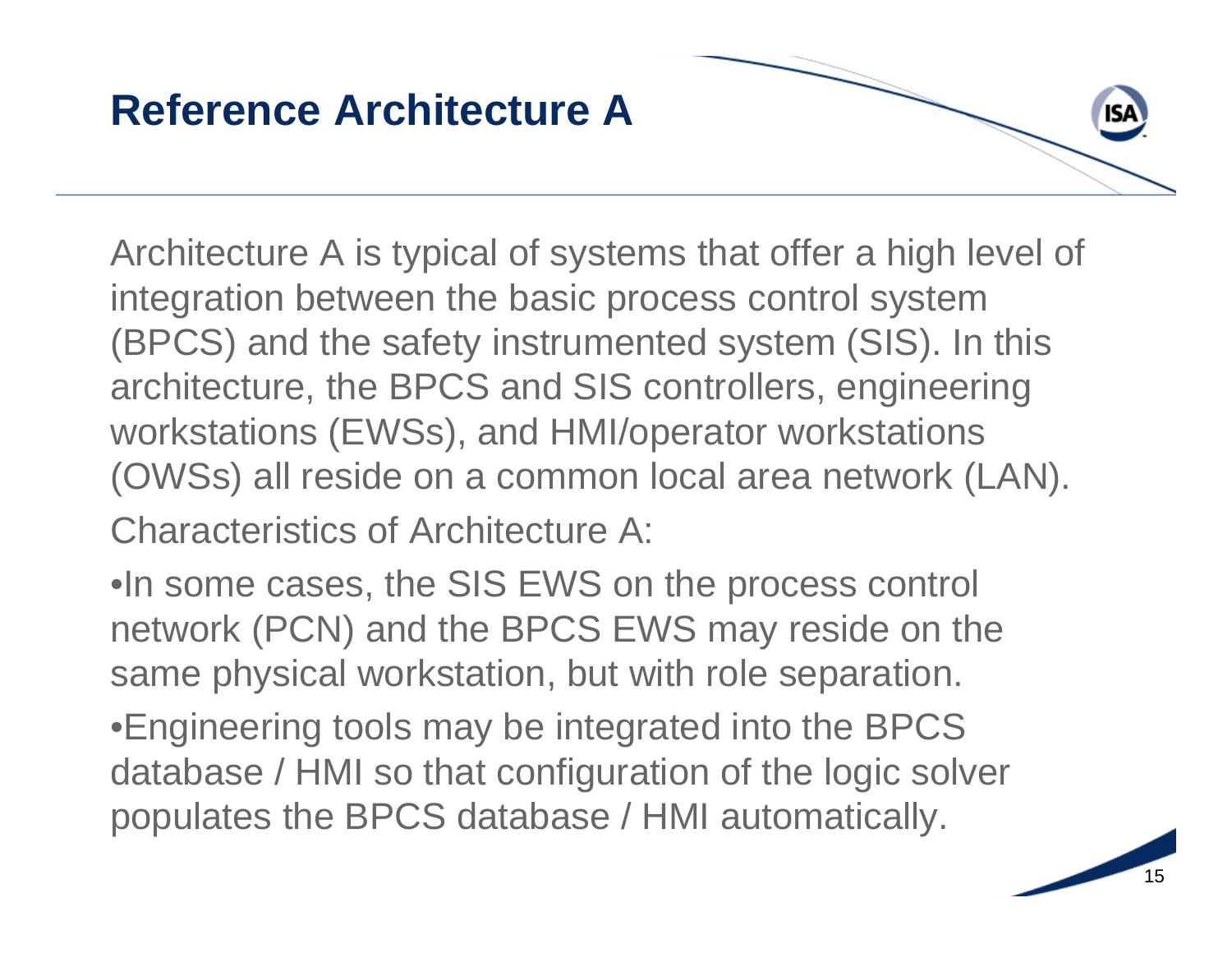# Reference Architecture A

Architecture A is typical of systems that offer a high level of integration between the basic process control system (BPCS) and the safety instrumented system (SIS). In this architecture, the BPCS and SIS controllers, engineering workstations (EWSs), and HMI/operator workstations (OWSs) all reside on a common local area network (LAN).

Characteristics of Architecture A:

- In some cases, the SIS EWS on the process control network (PCN) and the BPCS EWS may reside on the same physical workstation, but with role separation.
- Engineering tools may be integrated into the BPCS database / HMI so that configuration of the logic solver populates the BPCS database / HMI automatically.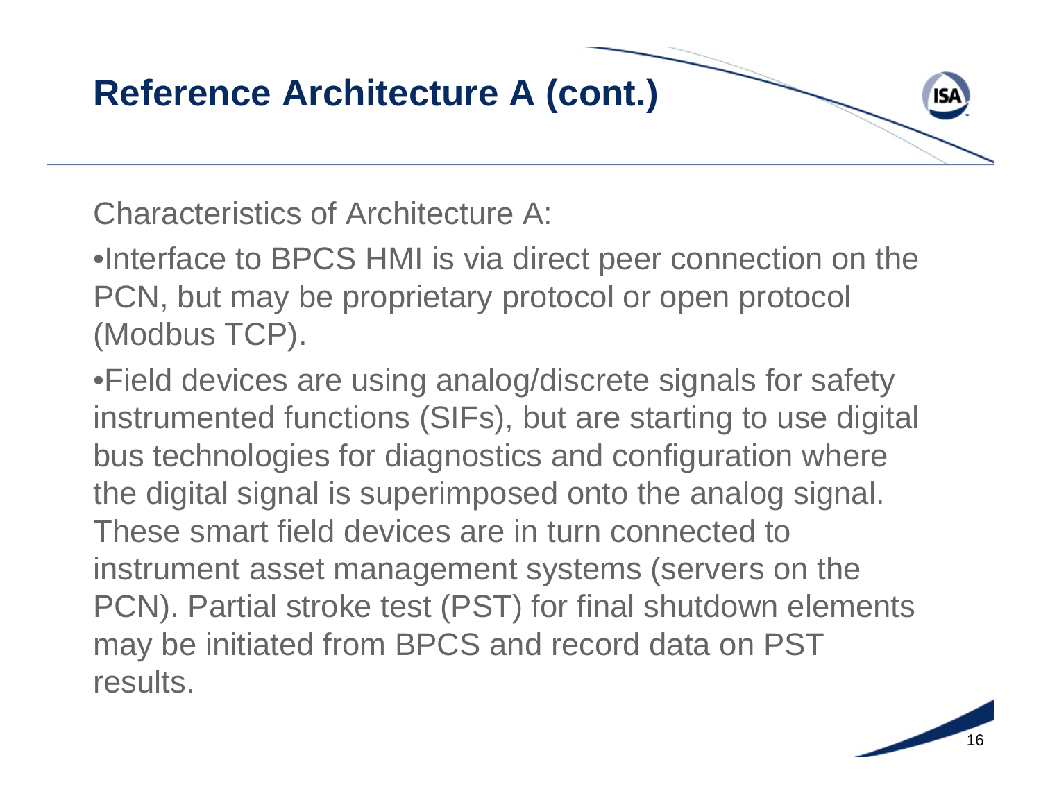# Reference Architecture A (cont.)

Characteristics of Architecture A:

- Interface to BPCS HMI is via direct peer connection on the PCN, but may be proprietary protocol or open protocol (Modbus TCP).
- Field devices are using analog/discrete signals for safety instrumented functions (SIFs), but are starting to use digital bus technologies for diagnostics and configuration where the digital signal is superimposed onto the analog signal. These smart field devices are in turn connected to instrument asset management systems (servers on the PCN). Partial stroke test (PST) for final shutdown elements may be initiated from BPCS and record data on PST results.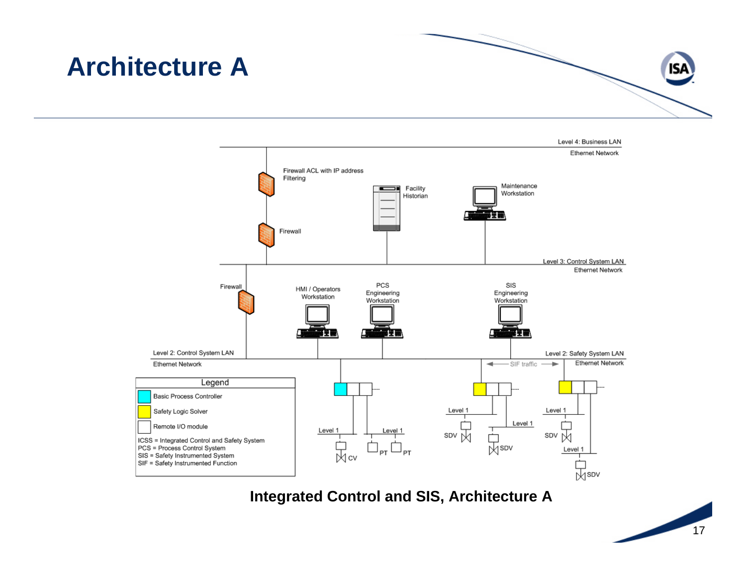# Architecture A

Level 4: Business LAN

Ethernet Network

Firewall ACL with IP address Filtering

Facility Historian

Maintenance Workstation

Firewall

Level 3: Control System LAN

Ethernet Network

Firewall

HMI / Operators Workstation

PCS Engineering Workstation

SIS Engineering Workstation

Level 2: Control System LAN

Ethernet Network

Level 2: Safety System LAN

Ethernet Network

SIF traffic

Legend

Basic Process Controller

Safety Logic Solver

Remote I/O module

ICSS = Integrated Control and Safety System

PCS = Process Control System

SIS = Safety Instrumented System

SIF = Safety Instrumented Function

Level 1

Level 1

CV

PT

PT

Level 1

SDV

Level 1

SDV

Level 1

SDV

Level 1

SDV

**Integrated Control and SIS, Architecture A**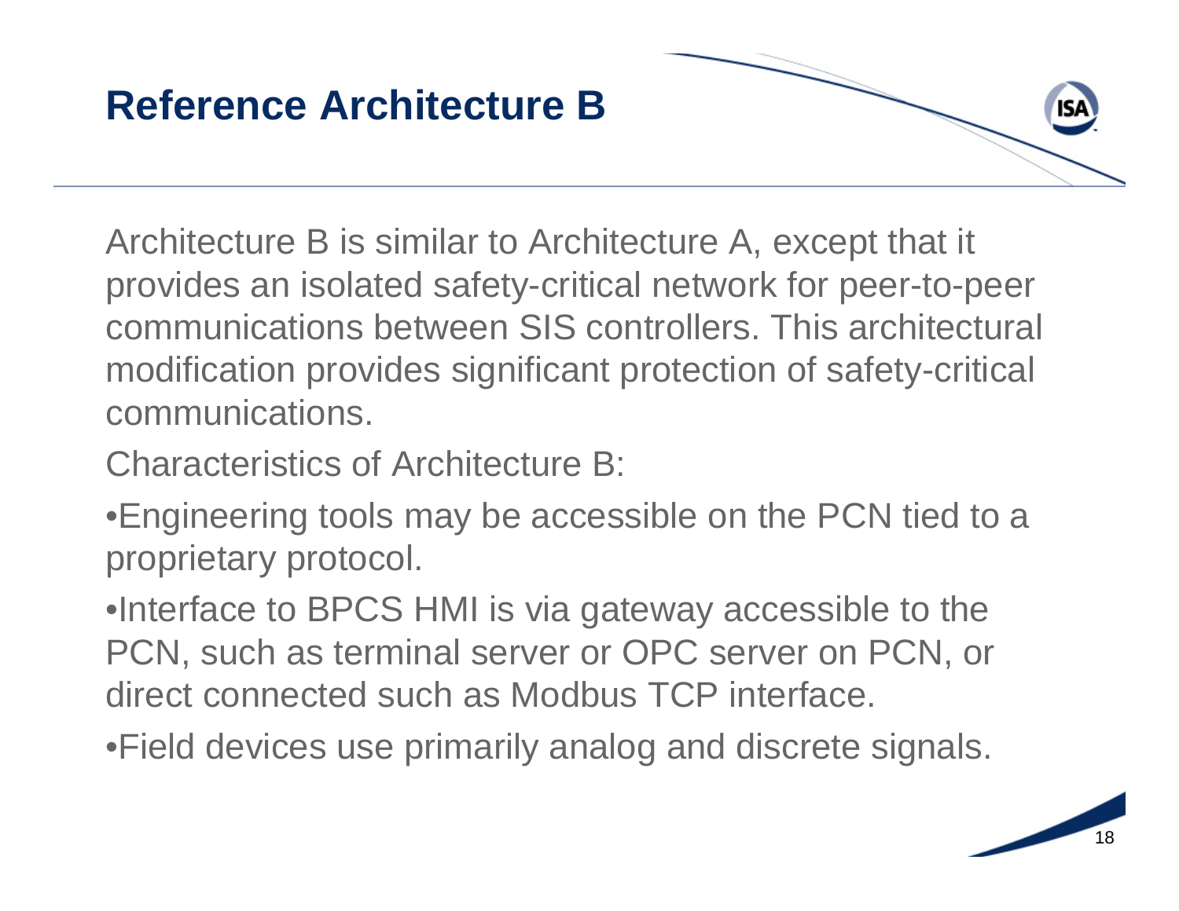# Reference Architecture B

Architecture B is similar to Architecture A, except that it provides an isolated safety-critical network for peer-to-peer communications between SIS controllers. This architectural modification provides significant protection of safety-critical communications.

Characteristics of Architecture B:

- Engineering tools may be accessible on the PCN tied to a proprietary protocol.
- Interface to BPCS HMI is via gateway accessible to the PCN, such as terminal server or OPC server on PCN, or direct connected such as Modbus TCP interface.
- Field devices use primarily analog and discrete signals.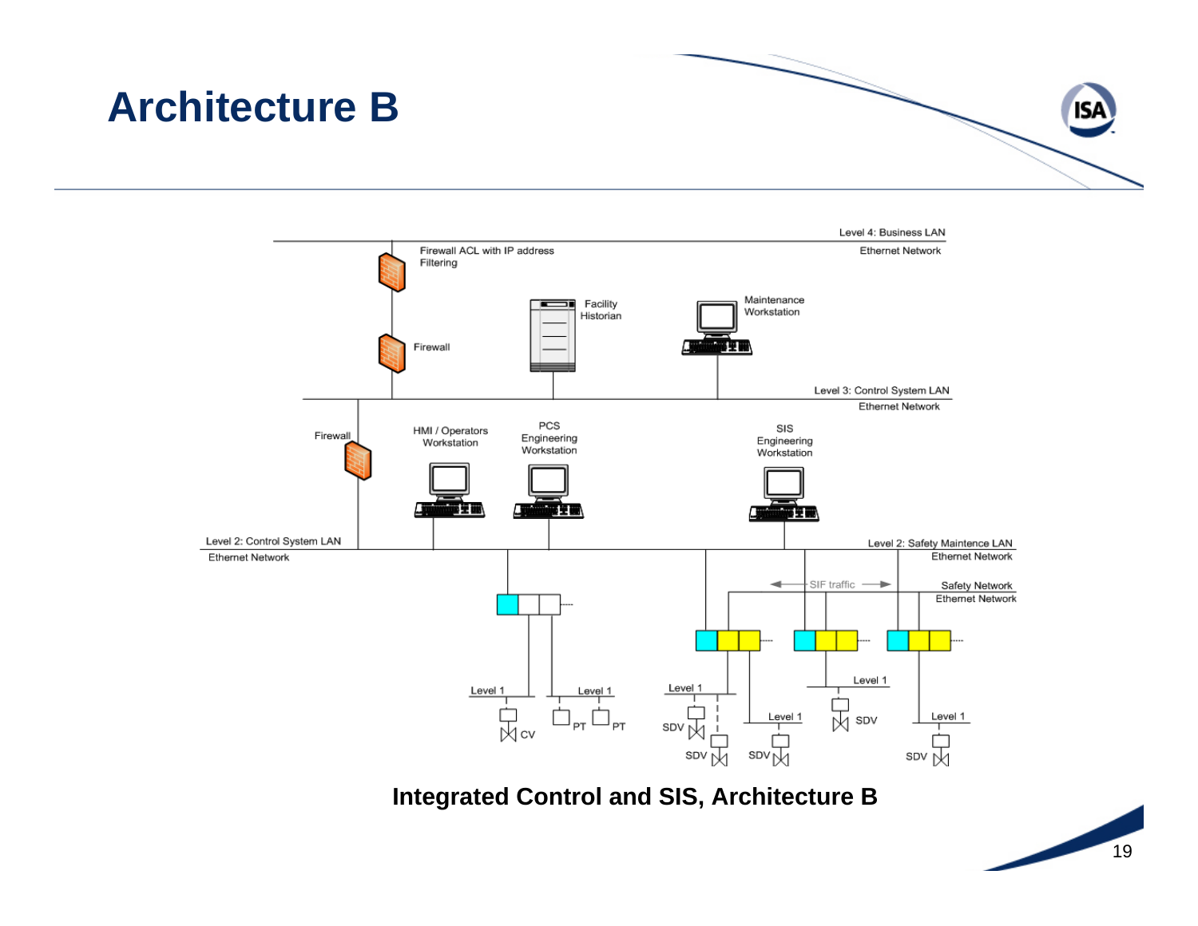# Architecture B

Level 4: Business LAN

Ethernet Network

Firewall ACL with IP address Filtering

Firewall

Facility Historian

Maintenance Workstation

Level 3: Control System LAN

Ethernet Network

Firewall

HMI / Operators Workstation

PCS Engineering Workstation

SIS Engineering Workstation

Level 2: Control System LAN

Ethernet Network

Level 2: Safety Maintence LAN

Ethernet Network

SIF traffic

Safety Network

Ethernet Network

Level 1

Level 1

Level 1

Level 1

Level 1

Level 1

CV

PT

PT

SDV

SDV

SDV

SDV

SDV

**Integrated Control and SIS, Architecture B**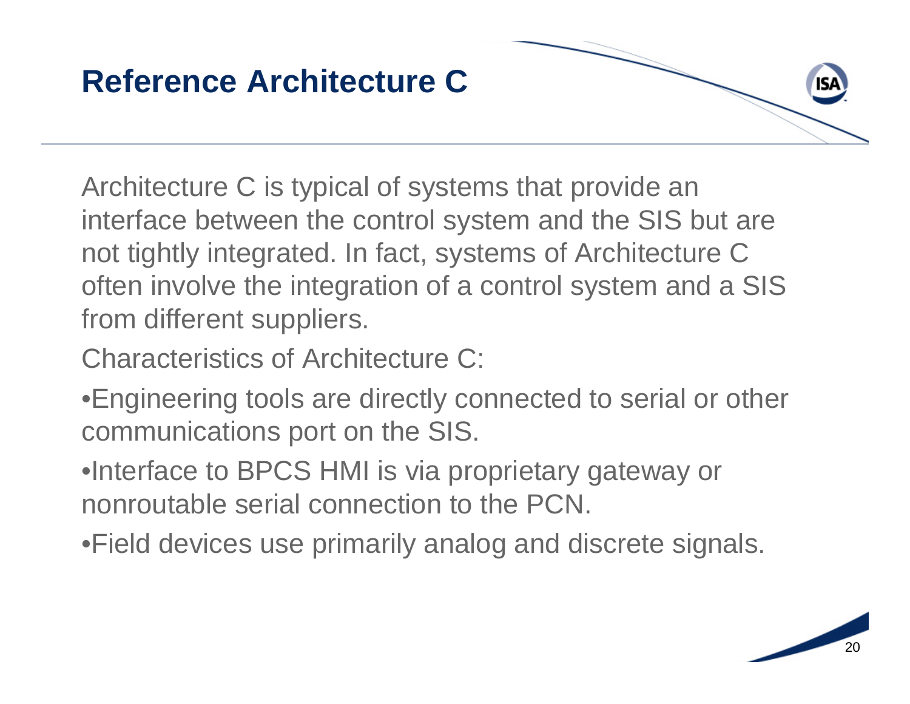# Reference Architecture C

Architecture C is typical of systems that provide an interface between the control system and the SIS but are not tightly integrated. In fact, systems of Architecture C often involve the integration of a control system and a SIS from different suppliers.

Characteristics of Architecture C:

- Engineering tools are directly connected to serial or other communications port on the SIS.
- Interface to BPCS HMI is via proprietary gateway or nonroutable serial connection to the PCN.
- Field devices use primarily analog and discrete signals.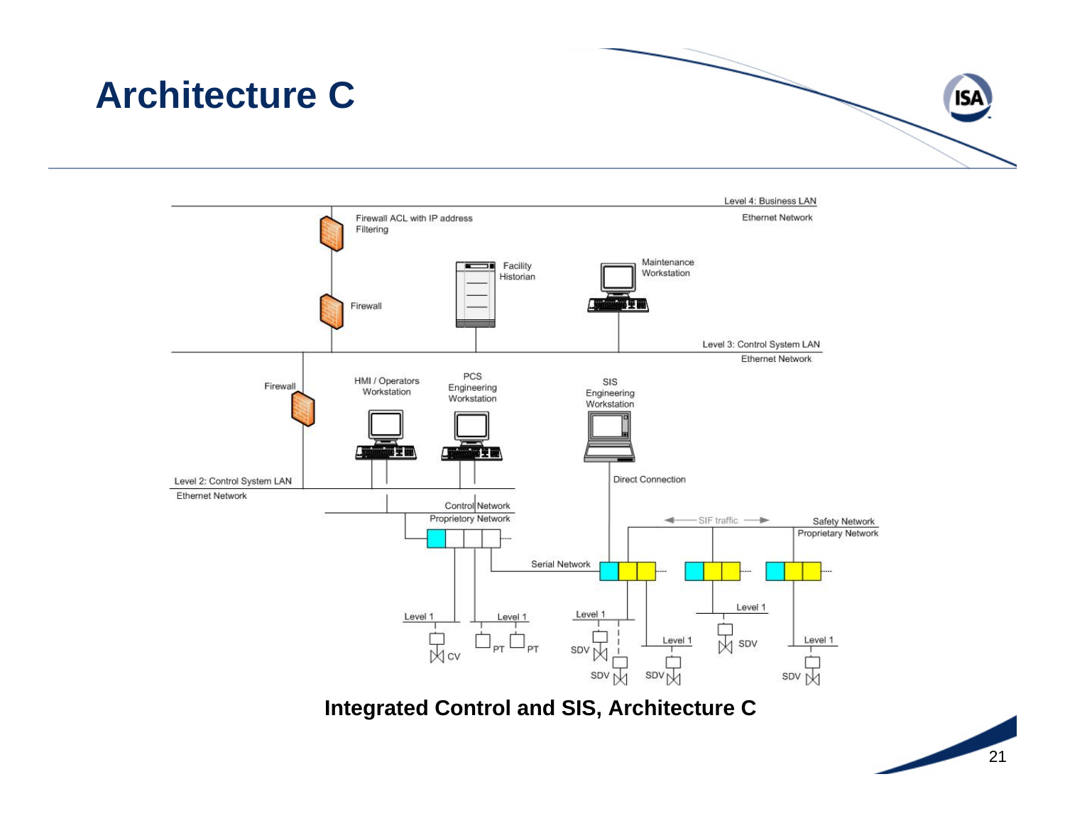# Architecture C

Level 4: Business LAN

Ethernet Network

Firewall ACL with IP address Filtering

Facility Historian

Maintenance Workstation

Firewall

Level 3: Control System LAN

Ethernet Network

Firewall

HMI / Operators Workstation

PCS Engineering Workstation

SIS Engineering Workstation

Level 2: Control System LAN

Ethernet Network

Direct Connection

Control Network

Proprietory Network

SIF traffic

Safety Network

Proprietary Network

Serial Network

Level 1

Level 1

Level 1

Level 1

Level 1

Level 1

CV

PT

PT

SDV

SDV

SDV

SDV

SDV

**Integrated Control and SIS, Architecture C**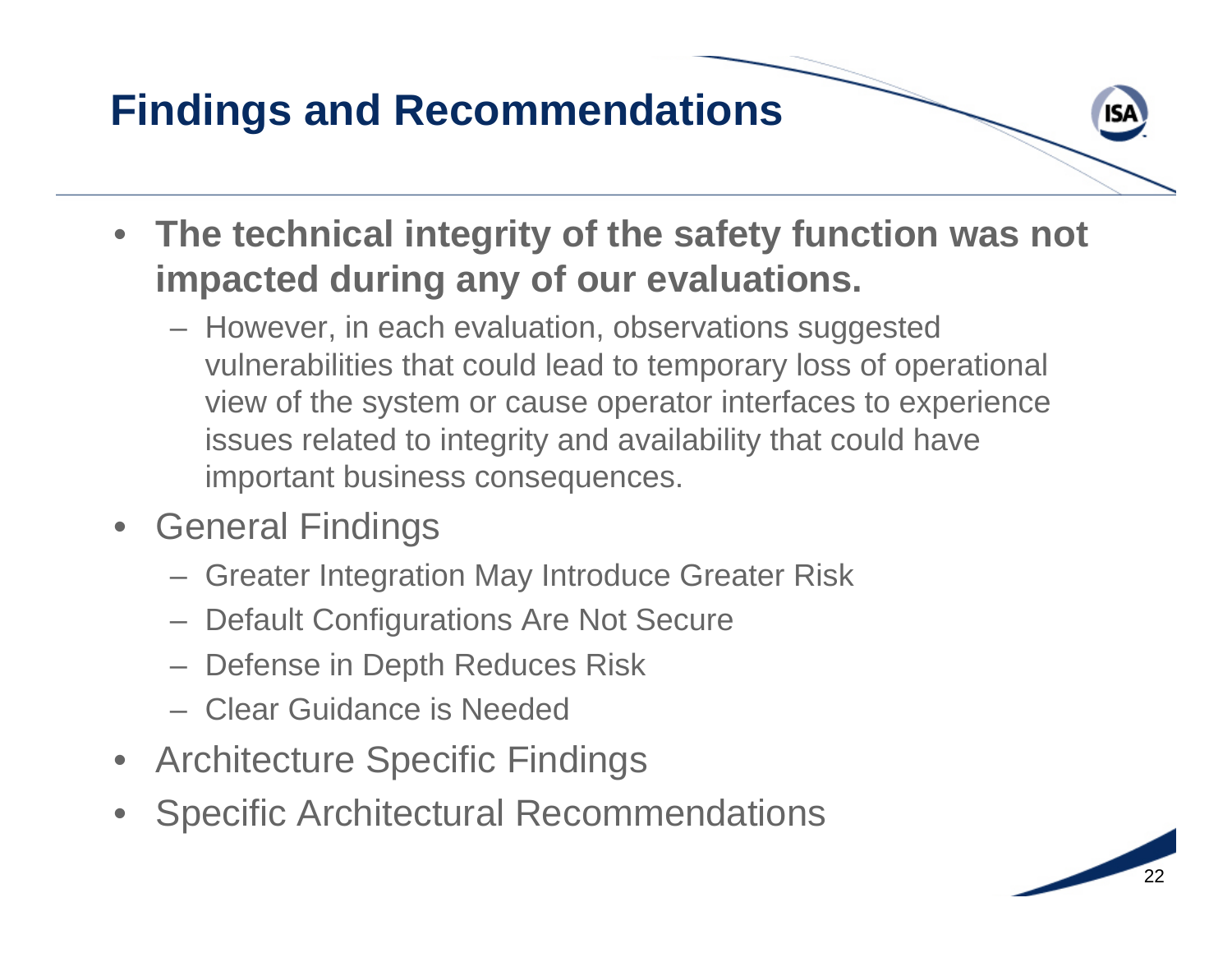# Findings and Recommendations

- **The technical integrity of the safety function was not impacted during any of our evaluations.**
  - However, in each evaluation, observations suggested vulnerabilities that could lead to temporary loss of operational view of the system or cause operator interfaces to experience issues related to integrity and availability that could have important business consequences.
- General Findings
  - Greater Integration May Introduce Greater Risk
  - Default Configurations Are Not Secure
  - Defense in Depth Reduces Risk
  - Clear Guidance is Needed
- Architecture Specific Findings
- Specific Architectural Recommendations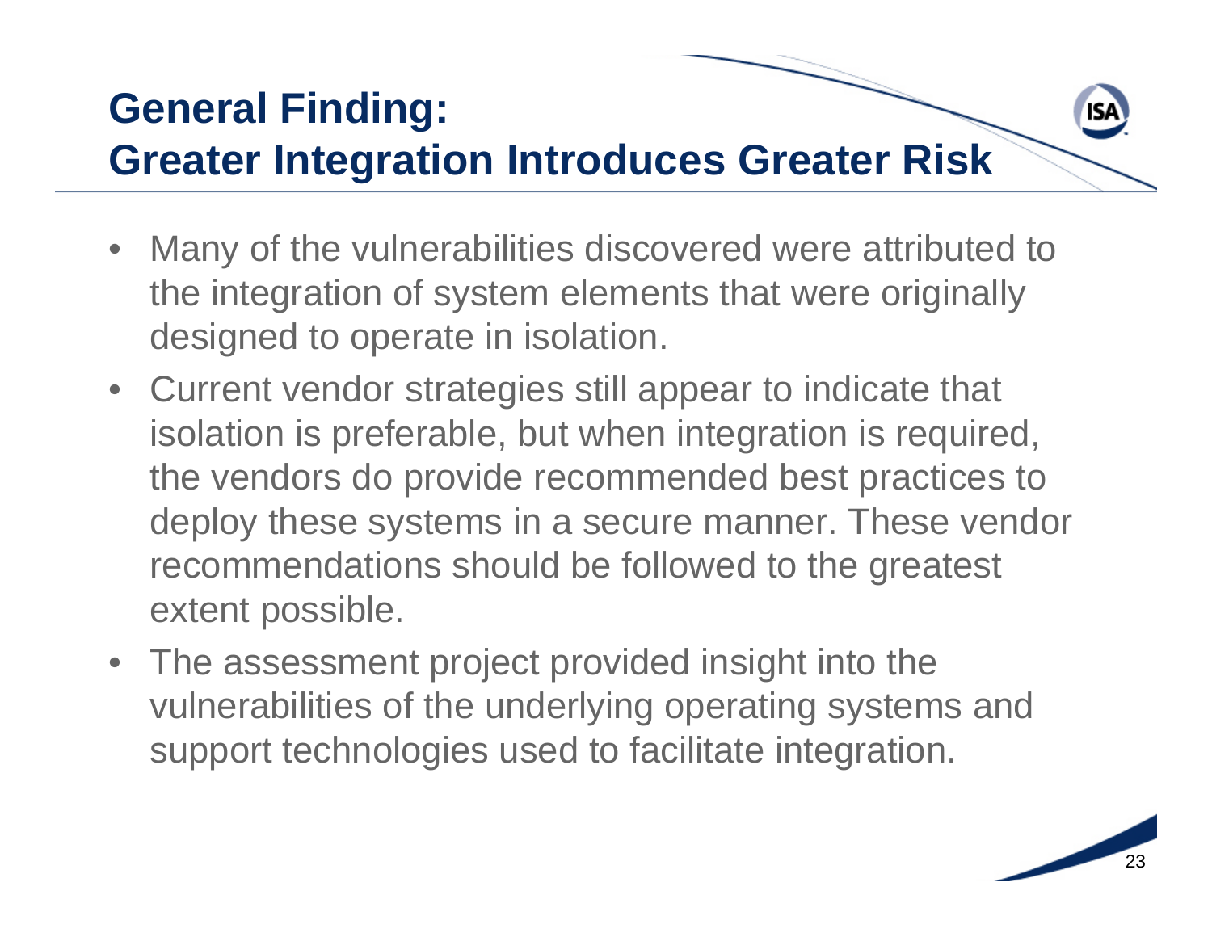# General Finding: Greater Integration Introduces Greater Risk

- Many of the vulnerabilities discovered were attributed to the integration of system elements that were originally designed to operate in isolation.
- Current vendor strategies still appear to indicate that isolation is preferable, but when integration is required, the vendors do provide recommended best practices to deploy these systems in a secure manner. These vendor recommendations should be followed to the greatest extent possible.
- The assessment project provided insight into the vulnerabilities of the underlying operating systems and support technologies used to facilitate integration.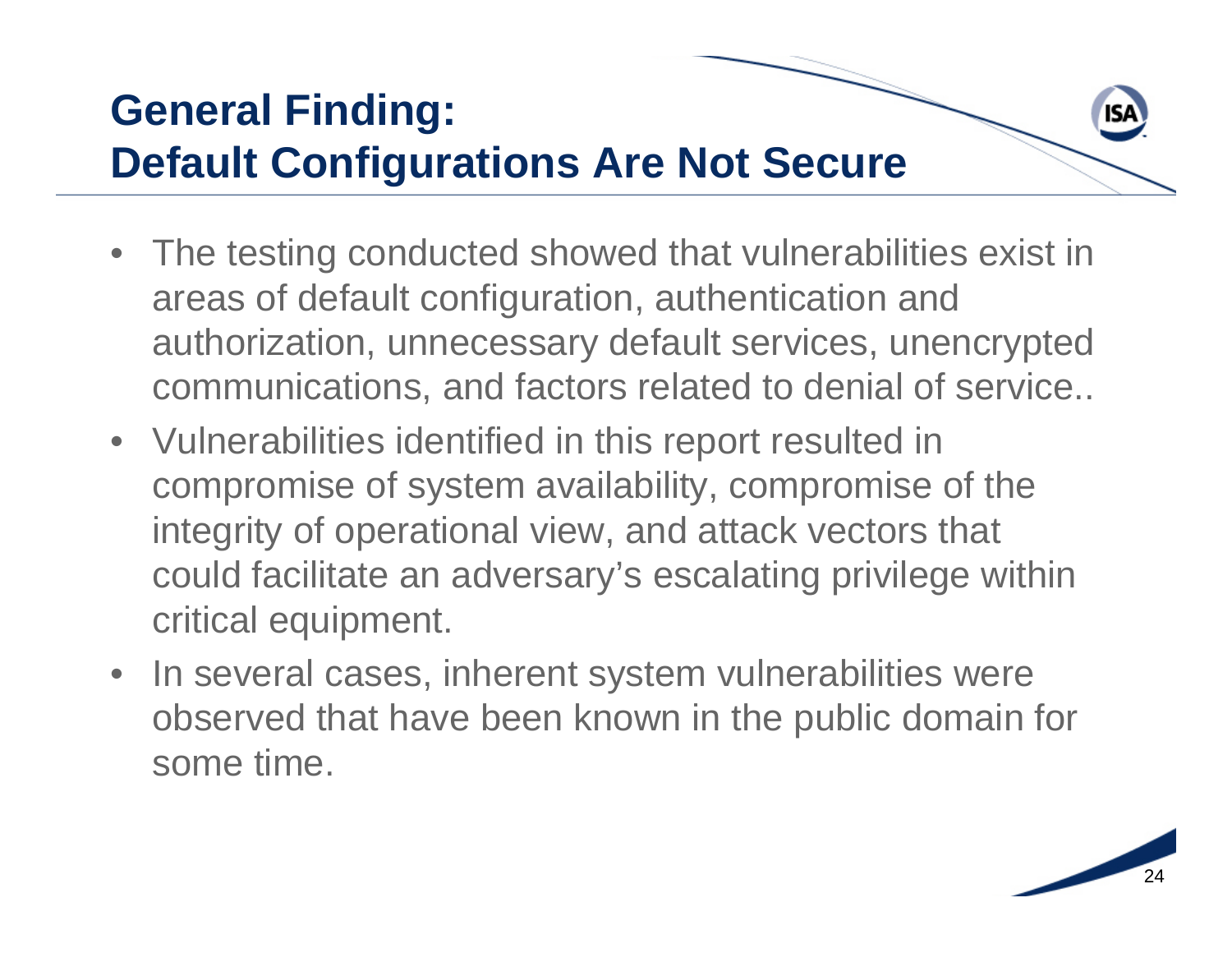# General Finding: Default Configurations Are Not Secure

- The testing conducted showed that vulnerabilities exist in areas of default configuration, authentication and authorization, unnecessary default services, unencrypted communications, and factors related to denial of service..
- Vulnerabilities identified in this report resulted in compromise of system availability, compromise of the integrity of operational view, and attack vectors that could facilitate an adversary's escalating privilege within critical equipment.
- In several cases, inherent system vulnerabilities were observed that have been known in the public domain for some time.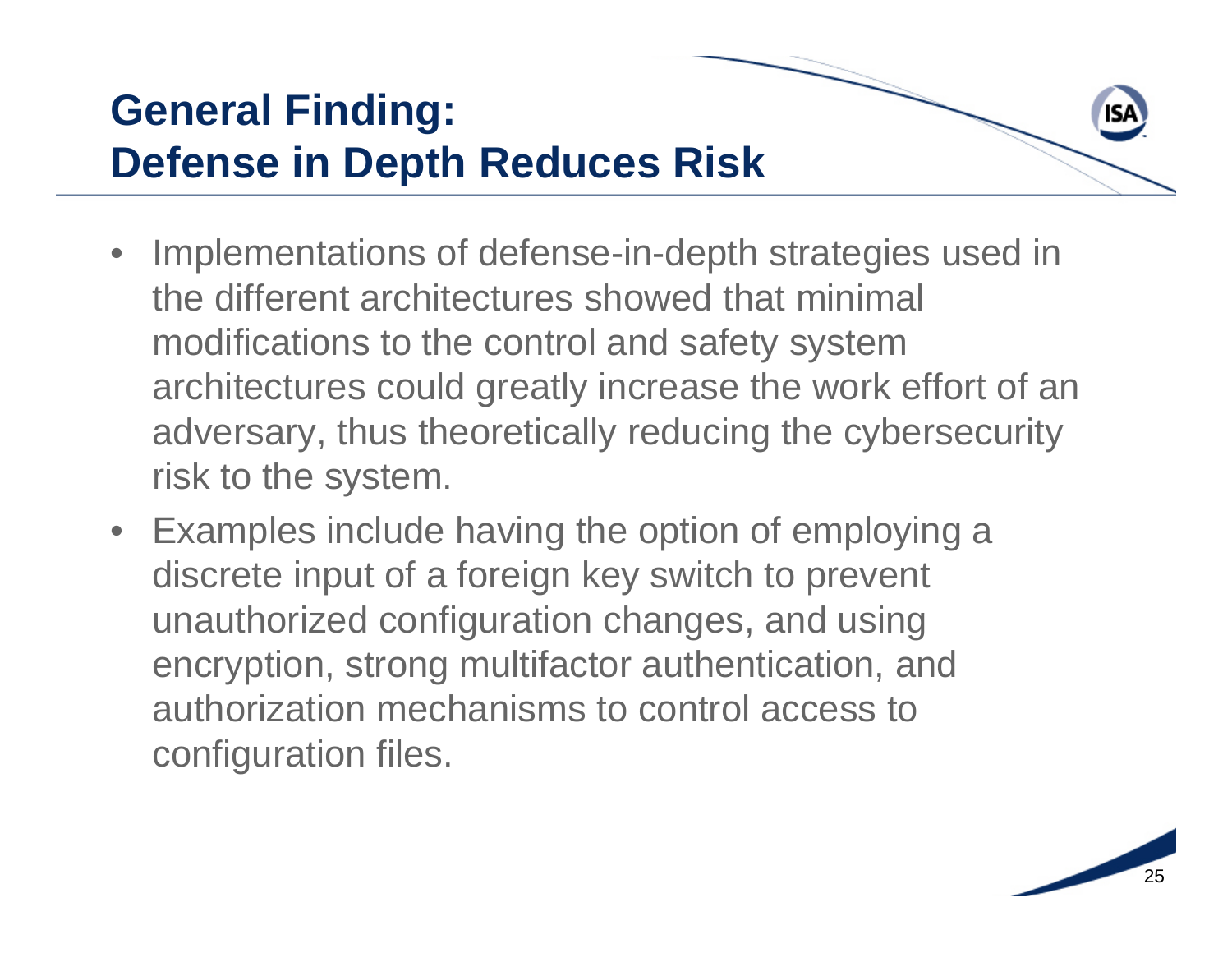# General Finding: Defense in Depth Reduces Risk

- Implementations of defense-in-depth strategies used in the different architectures showed that minimal modifications to the control and safety system architectures could greatly increase the work effort of an adversary, thus theoretically reducing the cybersecurity risk to the system.
- Examples include having the option of employing a discrete input of a foreign key switch to prevent unauthorized configuration changes, and using encryption, strong multifactor authentication, and authorization mechanisms to control access to configuration files.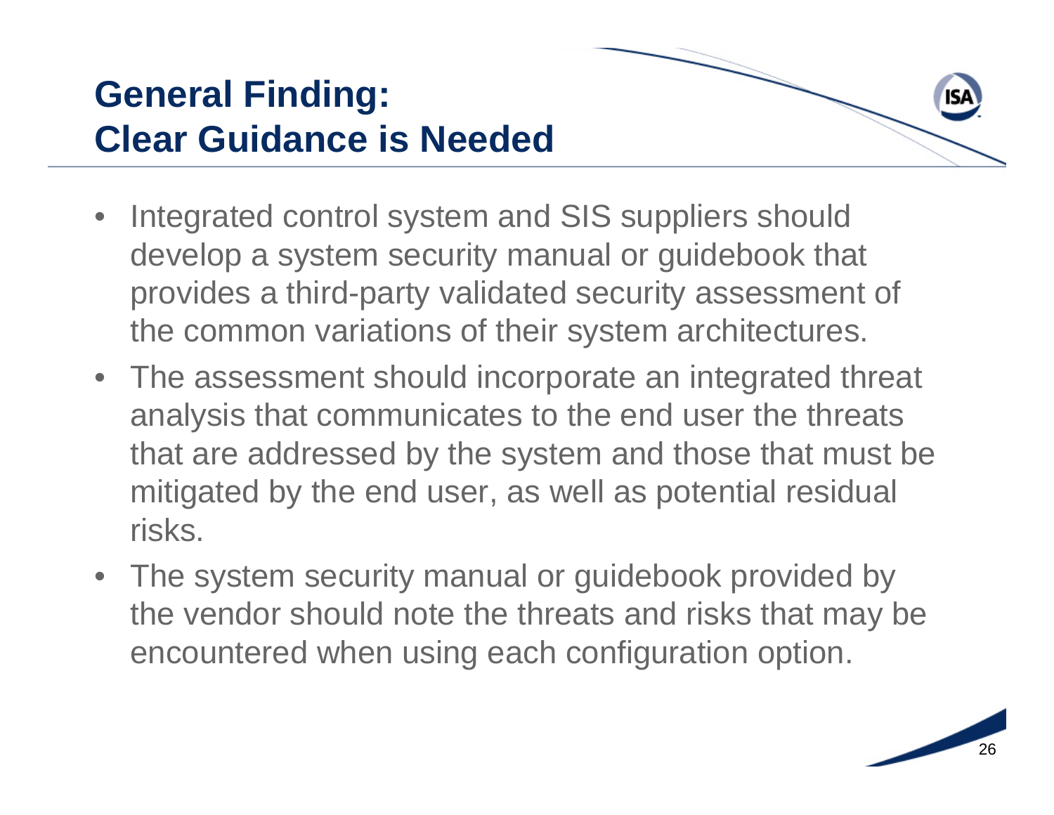# General Finding: Clear Guidance is Needed

- Integrated control system and SIS suppliers should develop a system security manual or guidebook that provides a third-party validated security assessment of the common variations of their system architectures.
- The assessment should incorporate an integrated threat analysis that communicates to the end user the threats that are addressed by the system and those that must be mitigated by the end user, as well as potential residual risks.
- The system security manual or guidebook provided by the vendor should note the threats and risks that may be encountered when using each configuration option.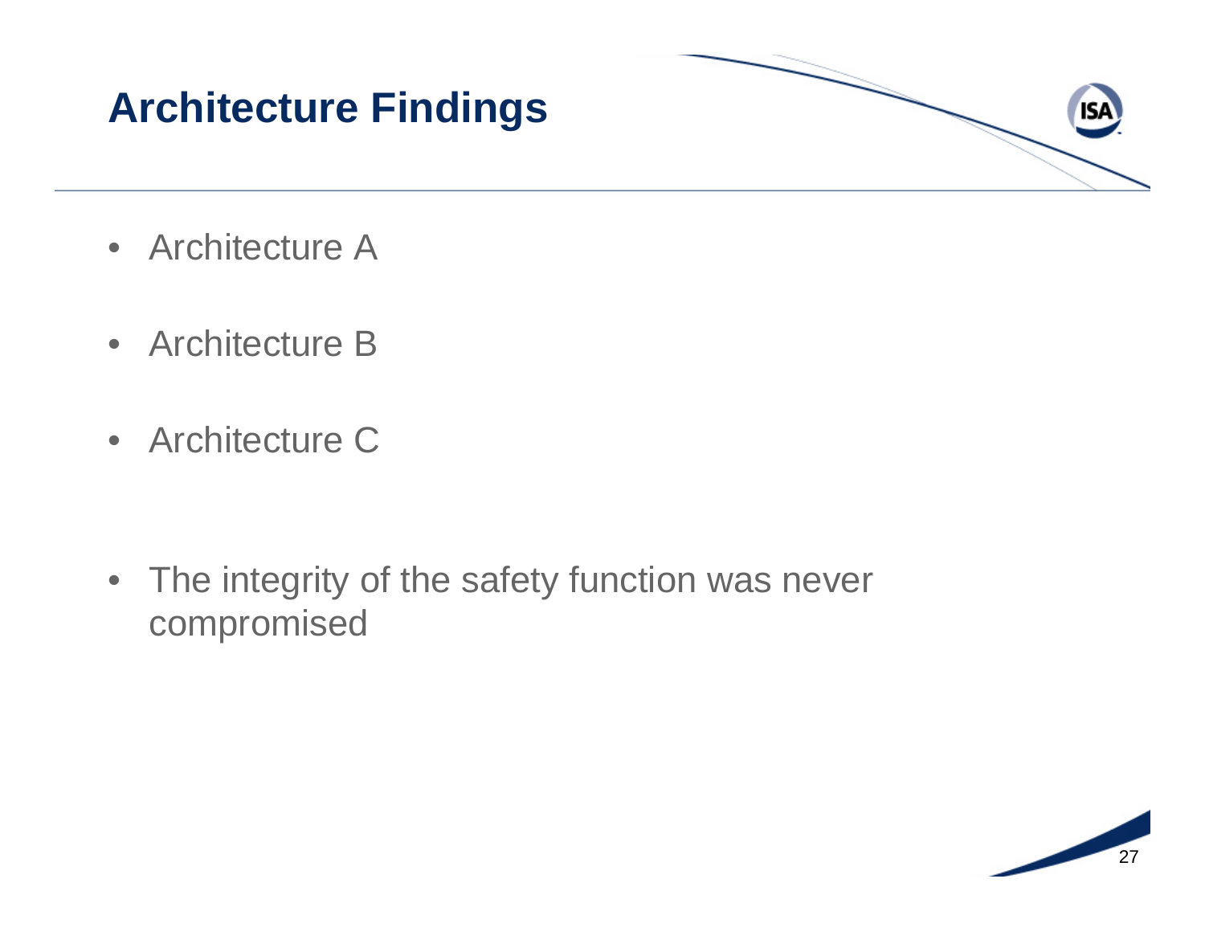# Architecture Findings

- Architecture A
- Architecture B
- Architecture C

- The integrity of the safety function was never compromised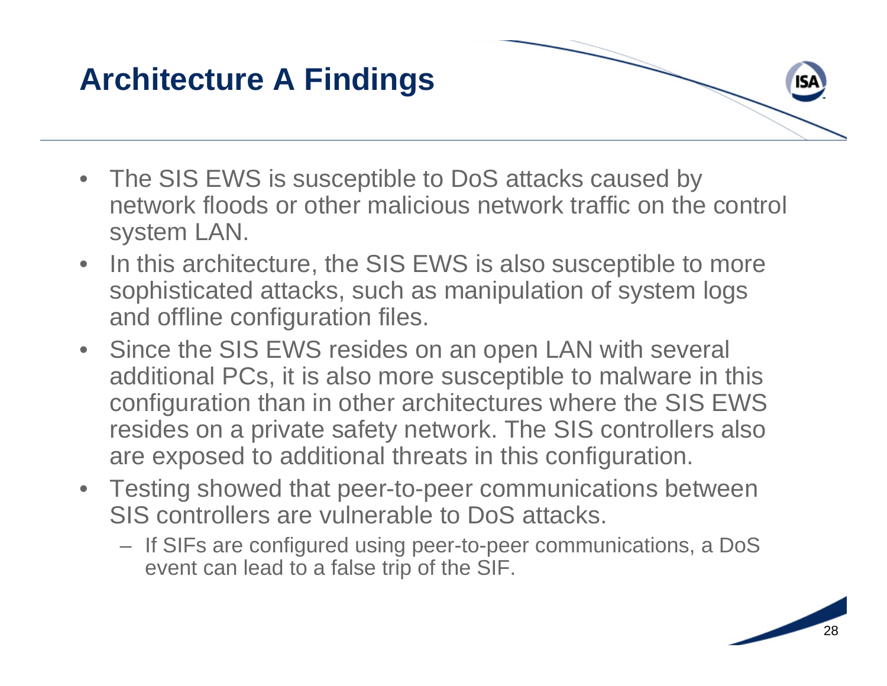# Architecture A Findings

- The SIS EWS is susceptible to DoS attacks caused by network floods or other malicious network traffic on the control system LAN.
- In this architecture, the SIS EWS is also susceptible to more sophisticated attacks, such as manipulation of system logs and offline configuration files.
- Since the SIS EWS resides on an open LAN with several additional PCs, it is also more susceptible to malware in this configuration than in other architectures where the SIS EWS resides on a private safety network. The SIS controllers also are exposed to additional threats in this configuration.
- Testing showed that peer-to-peer communications between SIS controllers are vulnerable to DoS attacks.
  - If SIFs are configured using peer-to-peer communications, a DoS event can lead to a false trip of the SIF.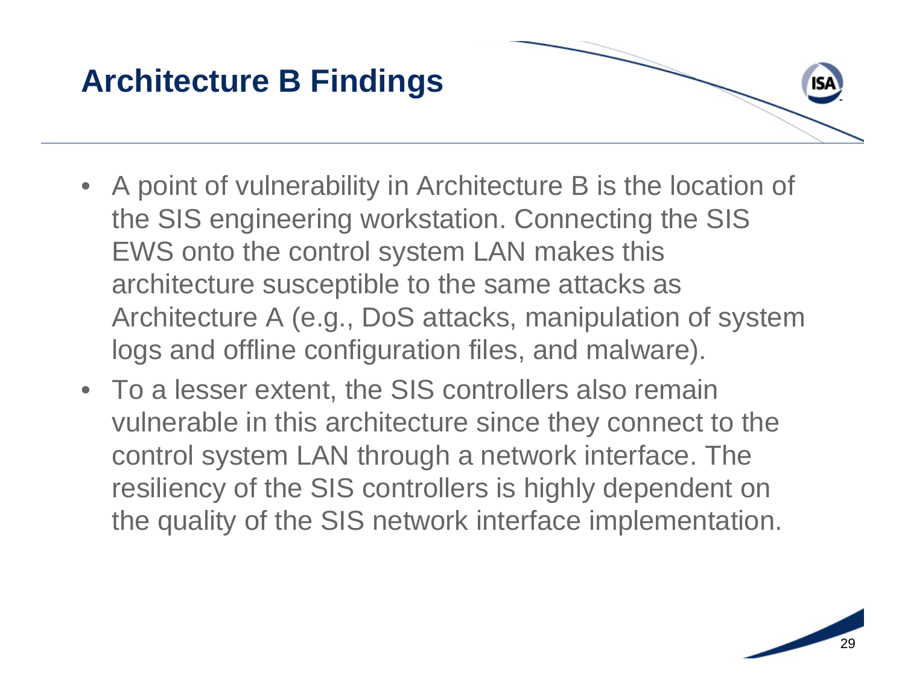# Architecture B Findings

- A point of vulnerability in Architecture B is the location of the SIS engineering workstation. Connecting the SIS EWS onto the control system LAN makes this architecture susceptible to the same attacks as Architecture A (e.g., DoS attacks, manipulation of system logs and offline configuration files, and malware).
- To a lesser extent, the SIS controllers also remain vulnerable in this architecture since they connect to the control system LAN through a network interface. The resiliency of the SIS controllers is highly dependent on the quality of the SIS network interface implementation.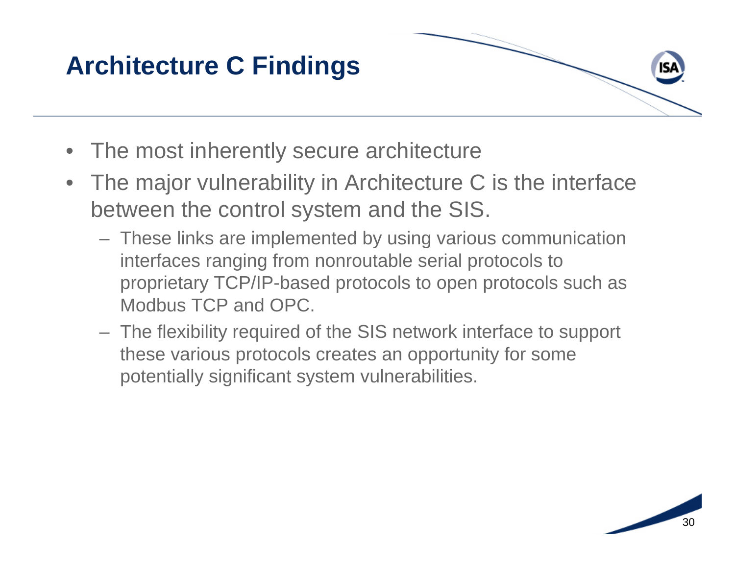# Architecture C Findings

- The most inherently secure architecture
- The major vulnerability in Architecture C is the interface between the control system and the SIS.
  - These links are implemented by using various communication interfaces ranging from nonroutable serial protocols to proprietary TCP/IP-based protocols to open protocols such as Modbus TCP and OPC.
  - The flexibility required of the SIS network interface to support these various protocols creates an opportunity for some potentially significant system vulnerabilities.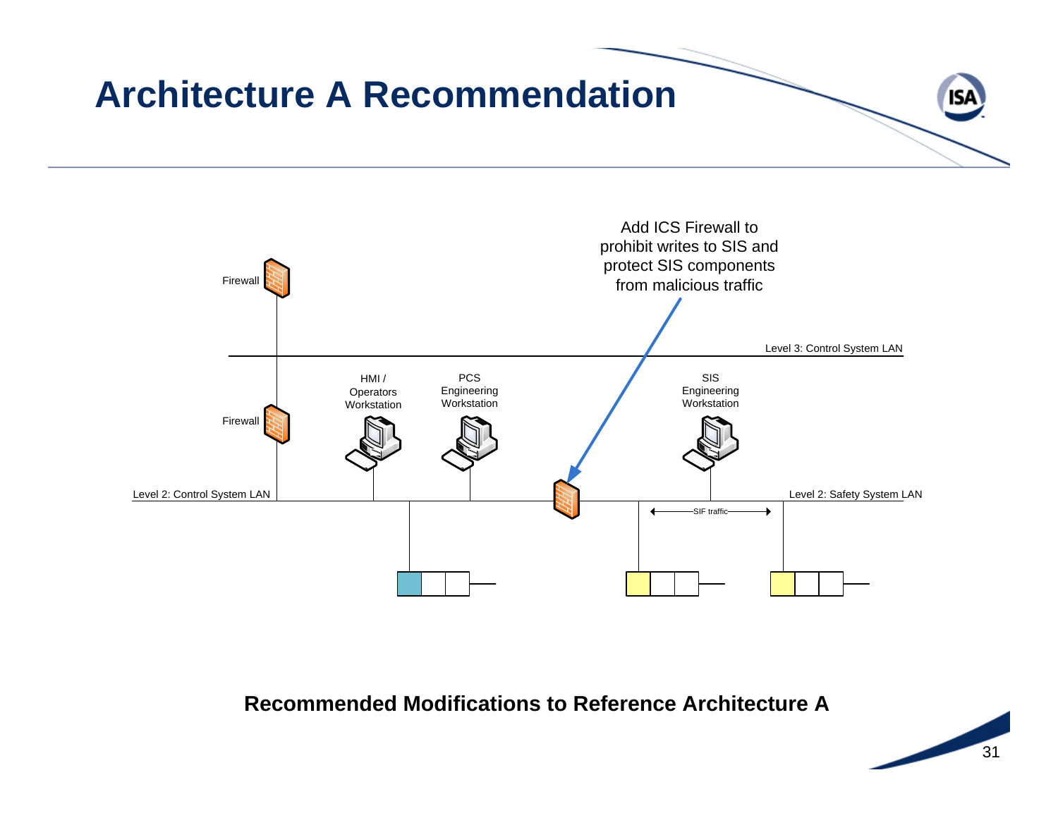# Architecture A Recommendation

Add ICS Firewall to prohibit writes to SIS and protect SIS components from malicious traffic

Firewall

Level 3: Control System LAN

HMI / Operators Workstation

PCS Engineering Workstation

SIS Engineering Workstation

Firewall

Level 2: Control System LAN

Level 2: Safety System LAN

SIF traffic

**Recommended Modifications to Reference Architecture A**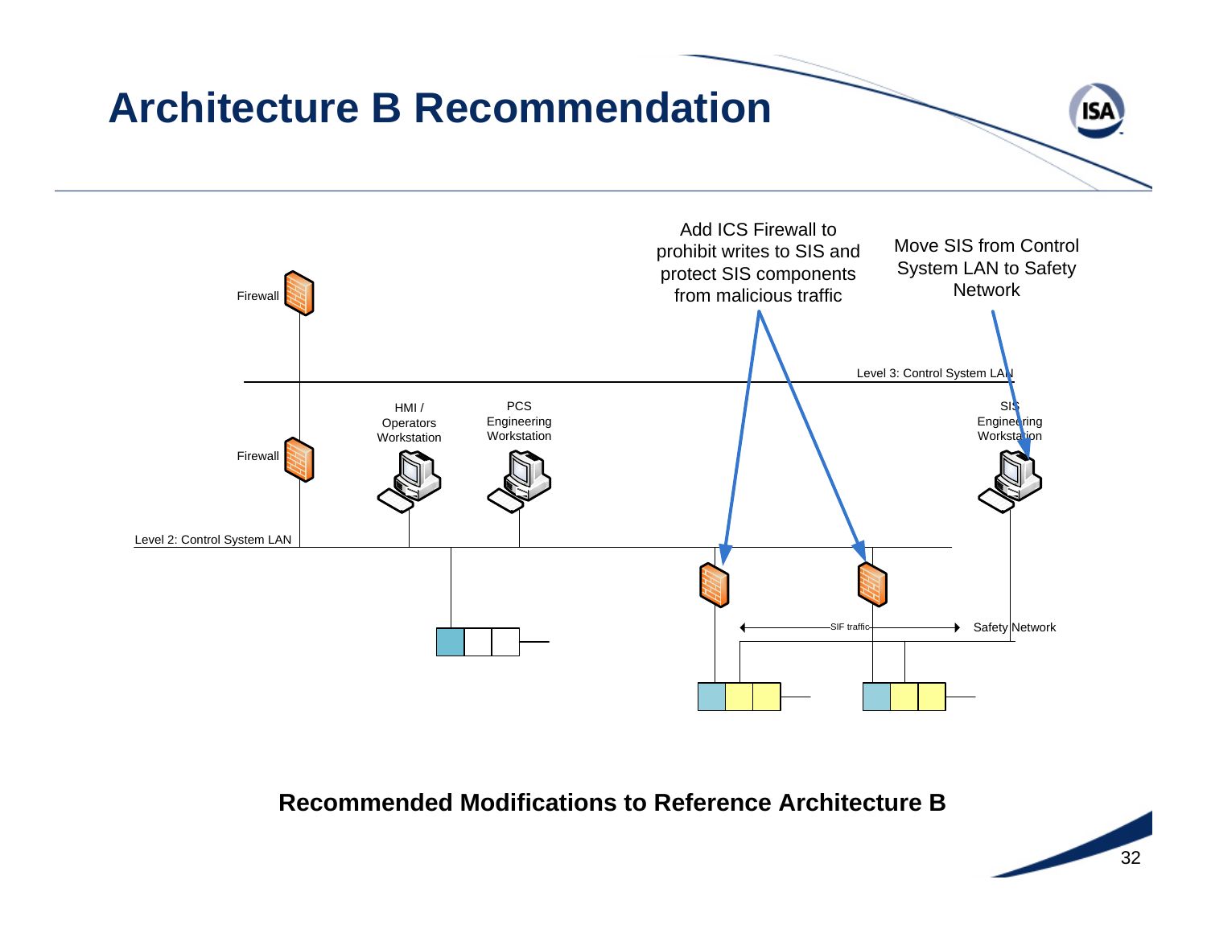# Architecture B Recommendation

Add ICS Firewall to prohibit writes to SIS and protect SIS components from malicious traffic

Move SIS from Control System LAN to Safety Network

Firewall

Level 3: Control System LAN

HMI / Operators Workstation

PCS Engineering Workstation

SIS Engineering Workstation

Firewall

Level 2: Control System LAN

SIF traffic

Safety Network

**Recommended Modifications to Reference Architecture B**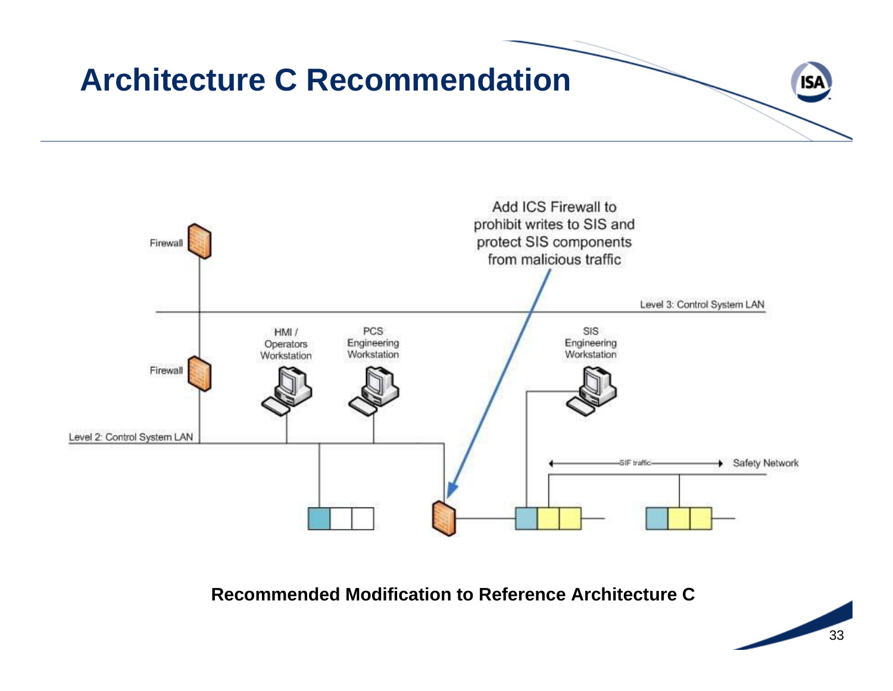# Architecture C Recommendation

Add ICS Firewall to prohibit writes to SIS and protect SIS components from malicious traffic

Firewall

Level 3: Control System LAN

HMI / Operators Workstation

PCS Engineering Workstation

SIS Engineering Workstation

Firewall

Level 2: Control System LAN

SIF traffic

Safety Network

**Recommended Modification to Reference Architecture C**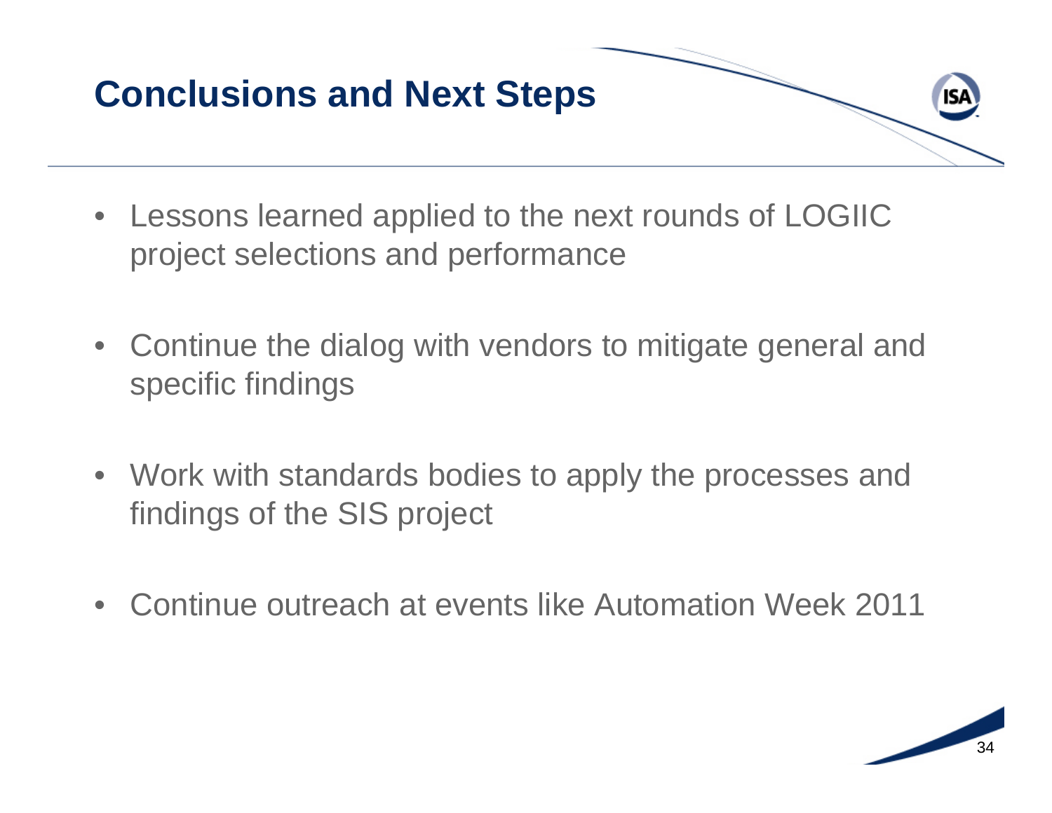# Conclusions and Next Steps

- Lessons learned applied to the next rounds of LOGIIC project selections and performance
- Continue the dialog with vendors to mitigate general and specific findings
- Work with standards bodies to apply the processes and findings of the SIS project
- Continue outreach at events like Automation Week 2011